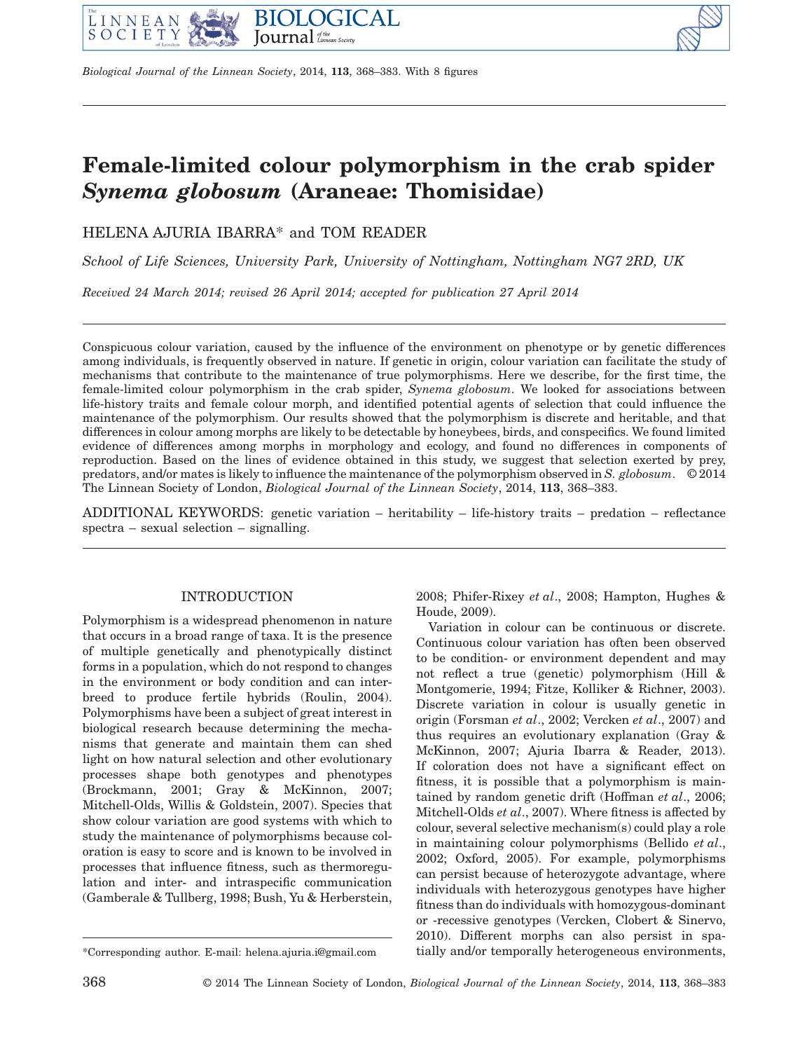# Female-limited colour polymorphism in the crab spider *Synema globosum* (Araneae: Thomisidae)

HELENA AJURIA IBARRA* and TOM READER

*School of Life Sciences, University Park, University of Nottingham, Nottingham NG7 2RD, UK*

*Received 24 March 2014; revised 26 April 2014; accepted for publication 27 April 2014*

Conspicuous colour variation, caused by the influence of the environment on phenotype or by genetic differences among individuals, is frequently observed in nature. If genetic in origin, colour variation can facilitate the study of mechanisms that contribute to the maintenance of true polymorphisms. Here we describe, for the first time, the female-limited colour polymorphism in the crab spider, *Synema globosum*. We looked for associations between life-history traits and female colour morph, and identified potential agents of selection that could influence the maintenance of the polymorphism. Our results showed that the polymorphism is discrete and heritable, and that differences in colour among morphs are likely to be detectable by honeybees, birds, and conspecifics. We found limited evidence of differences among morphs in morphology and ecology, and found no differences in components of reproduction. Based on the lines of evidence obtained in this study, we suggest that selection exerted by prey, predators, and/or mates is likely to influence the maintenance of the polymorphism observed in *S. globosum*. © 2014 The Linnean Society of London, *Biological Journal of the Linnean Society*, 2014, **113**, 368–383.

ADDITIONAL KEYWORDS: genetic variation – heritability – life-history traits – predation – reflectance spectra – sexual selection – signalling.

## INTRODUCTION

Polymorphism is a widespread phenomenon in nature that occurs in a broad range of taxa. It is the presence of multiple genetically and phenotypically distinct forms in a population, which do not respond to changes in the environment or body condition and can interbreed to produce fertile hybrids (Roulin, 2004). Polymorphisms have been a subject of great interest in biological research because determining the mechanisms that generate and maintain them can shed light on how natural selection and other evolutionary processes shape both genotypes and phenotypes (Brockmann, 2001; Gray & McKinnon, 2007; Mitchell-Olds, Willis & Goldstein, 2007). Species that show colour variation are good systems with which to study the maintenance of polymorphisms because coloration is easy to score and is known to be involved in processes that influence fitness, such as thermoregulation and inter- and intraspecific communication (Gamberale & Tullberg, 1998; Bush, Yu & Herberstein, 2008; Phifer-Rixey *et al*., 2008; Hampton, Hughes & Houde, 2009).

Variation in colour can be continuous or discrete. Continuous colour variation has often been observed to be condition- or environment dependent and may not reflect a true (genetic) polymorphism (Hill & Montgomerie, 1994; Fitze, Kolliker & Richner, 2003). Discrete variation in colour is usually genetic in origin (Forsman *et al*., 2002; Vercken *et al*., 2007) and thus requires an evolutionary explanation (Gray & McKinnon, 2007; Ajuria Ibarra & Reader, 2013). If coloration does not have a significant effect on fitness, it is possible that a polymorphism is maintained by random genetic drift (Hoffman *et al*., 2006; Mitchell-Olds *et al*., 2007). Where fitness is affected by colour, several selective mechanism(s) could play a role in maintaining colour polymorphisms (Bellido *et al*., 2002; Oxford, 2005). For example, polymorphisms can persist because of heterozygote advantage, where individuals with heterozygous genotypes have higher fitness than do individuals with homozygous-dominant or -recessive genotypes (Vercken, Clobert & Sinervo, 2010). Different morphs can also persist in spatially and/or temporally heterogeneous environments,

*Corresponding author. E-mail: helena.ajuria.i@gmail.com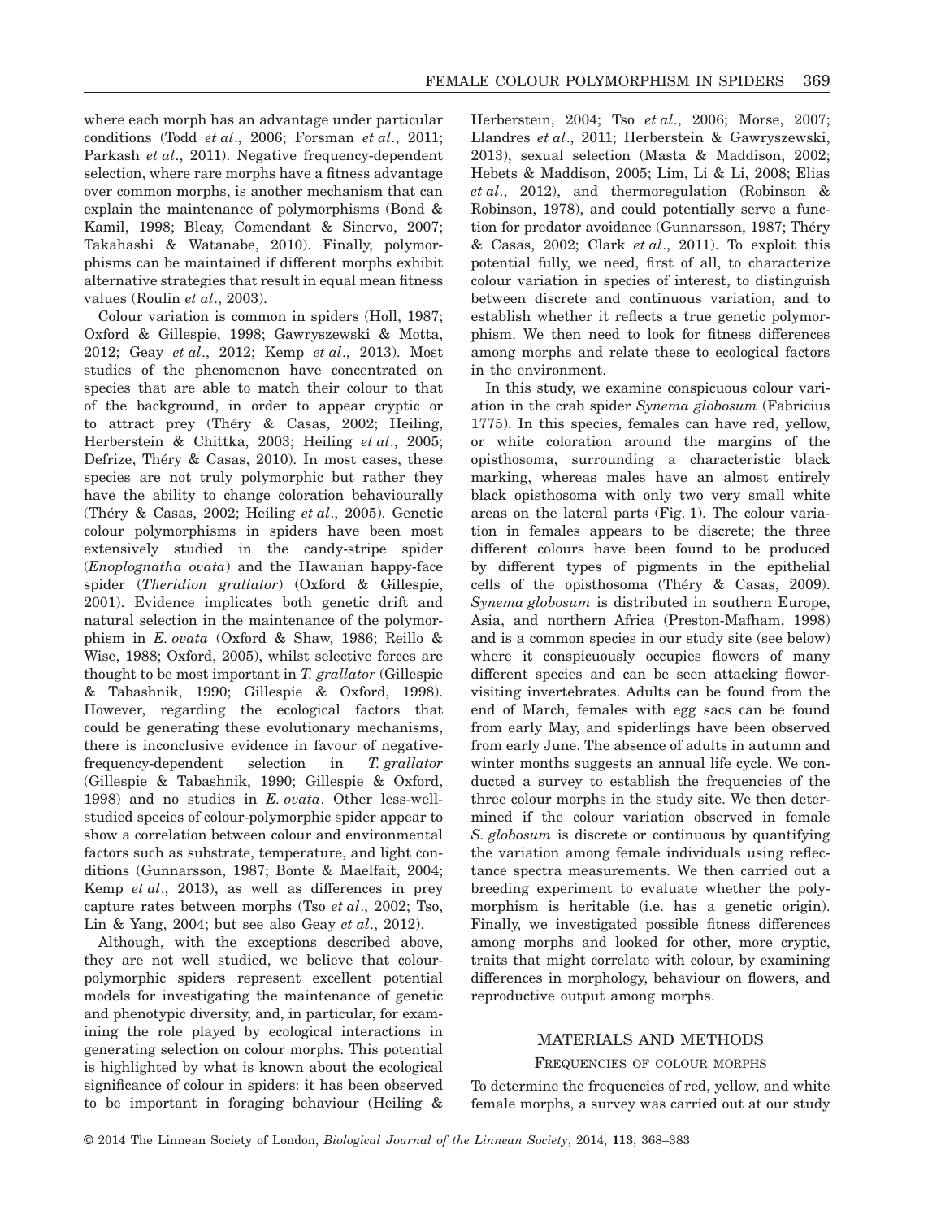where each morph has an advantage under particular conditions (Todd *et al*., 2006; Forsman *et al*., 2011; Parkash *et al*., 2011). Negative frequency-dependent selection, where rare morphs have a fitness advantage over common morphs, is another mechanism that can explain the maintenance of polymorphisms (Bond & Kamil, 1998; Bleay, Comendant & Sinervo, 2007; Takahashi & Watanabe, 2010). Finally, polymorphisms can be maintained if different morphs exhibit alternative strategies that result in equal mean fitness values (Roulin *et al*., 2003).

Colour variation is common in spiders (Holl, 1987; Oxford & Gillespie, 1998; Gawryszewski & Motta, 2012; Geay *et al*., 2012; Kemp *et al*., 2013). Most studies of the phenomenon have concentrated on species that are able to match their colour to that of the background, in order to appear cryptic or to attract prey (Théry & Casas, 2002; Heiling, Herberstein & Chittka, 2003; Heiling *et al*., 2005; Defrize, Théry & Casas, 2010). In most cases, these species are not truly polymorphic but rather they have the ability to change coloration behaviourally (Théry & Casas, 2002; Heiling *et al*., 2005). Genetic colour polymorphisms in spiders have been most extensively studied in the candy-stripe spider (*Enoplognatha ovata*) and the Hawaiian happy-face spider (*Theridion grallator*) (Oxford & Gillespie, 2001). Evidence implicates both genetic drift and natural selection in the maintenance of the polymorphism in *E. ovata* (Oxford & Shaw, 1986; Reillo & Wise, 1988; Oxford, 2005), whilst selective forces are thought to be most important in *T. grallator* (Gillespie & Tabashnik, 1990; Gillespie & Oxford, 1998). However, regarding the ecological factors that could be generating these evolutionary mechanisms, there is inconclusive evidence in favour of negative-frequency-dependent selection in *T. grallator* (Gillespie & Tabashnik, 1990; Gillespie & Oxford, 1998) and no studies in *E. ovata*. Other less-well-studied species of colour-polymorphic spider appear to show a correlation between colour and environmental factors such as substrate, temperature, and light conditions (Gunnarsson, 1987; Bonte & Maelfait, 2004; Kemp *et al*., 2013), as well as differences in prey capture rates between morphs (Tso *et al*., 2002; Tso, Lin & Yang, 2004; but see also Geay *et al*., 2012).

Although, with the exceptions described above, they are not well studied, we believe that colour-polymorphic spiders represent excellent potential models for investigating the maintenance of genetic and phenotypic diversity, and, in particular, for examining the role played by ecological interactions in generating selection on colour morphs. This potential is highlighted by what is known about the ecological significance of colour in spiders: it has been observed to be important in foraging behaviour (Heiling & Herberstein, 2004; Tso *et al*., 2006; Morse, 2007; Llandres *et al*., 2011; Herberstein & Gawryszewski, 2013), sexual selection (Masta & Maddison, 2002; Hebets & Maddison, 2005; Lim, Li & Li, 2008; Elias *et al*., 2012), and thermoregulation (Robinson & Robinson, 1978), and could potentially serve a function for predator avoidance (Gunnarsson, 1987; Théry & Casas, 2002; Clark *et al*., 2011). To exploit this potential fully, we need, first of all, to characterize colour variation in species of interest, to distinguish between discrete and continuous variation, and to establish whether it reflects a true genetic polymorphism. We then need to look for fitness differences among morphs and relate these to ecological factors in the environment.

In this study, we examine conspicuous colour variation in the crab spider *Synema globosum* (Fabricius 1775). In this species, females can have red, yellow, or white coloration around the margins of the opisthosoma, surrounding a characteristic black marking, whereas males have an almost entirely black opisthosoma with only two very small white areas on the lateral parts (Fig. 1). The colour variation in females appears to be discrete; the three different colours have been found to be produced by different types of pigments in the epithelial cells of the opisthosoma (Théry & Casas, 2009). *Synema globosum* is distributed in southern Europe, Asia, and northern Africa (Preston-Mafham, 1998) and is a common species in our study site (see below) where it conspicuously occupies flowers of many different species and can be seen attacking flower-visiting invertebrates. Adults can be found from the end of March, females with egg sacs can be found from early May, and spiderlings have been observed from early June. The absence of adults in autumn and winter months suggests an annual life cycle. We conducted a survey to establish the frequencies of the three colour morphs in the study site. We then determined if the colour variation observed in female *S. globosum* is discrete or continuous by quantifying the variation among female individuals using reflectance spectra measurements. We then carried out a breeding experiment to evaluate whether the polymorphism is heritable (i.e. has a genetic origin). Finally, we investigated possible fitness differences among morphs and looked for other, more cryptic, traits that might correlate with colour, by examining differences in morphology, behaviour on flowers, and reproductive output among morphs.

## MATERIALS AND METHODS

### FREQUENCIES OF COLOUR MORPHS

To determine the frequencies of red, yellow, and white female morphs, a survey was carried out at our study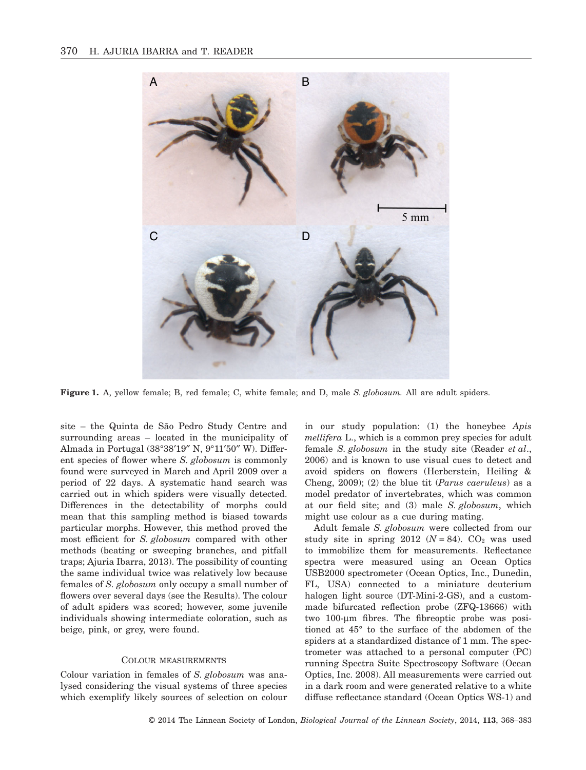**Figure 1.** A, yellow female; B, red female; C, white female; and D, male *S. globosum.* All are adult spiders.

site – the Quinta de São Pedro Study Centre and surrounding areas – located in the municipality of Almada in Portugal (38°38′19″ N, 9°11′50″ W). Different species of flower where *S. globosum* is commonly found were surveyed in March and April 2009 over a period of 22 days. A systematic hand search was carried out in which spiders were visually detected. Differences in the detectability of morphs could mean that this sampling method is biased towards particular morphs. However, this method proved the most efficient for *S. globosum* compared with other methods (beating or sweeping branches, and pitfall traps; Ajuria Ibarra, 2013). The possibility of counting the same individual twice was relatively low because females of *S. globosum* only occupy a small number of flowers over several days (see the Results). The colour of adult spiders was scored; however, some juvenile individuals showing intermediate coloration, such as beige, pink, or grey, were found.

### Colour measurements

Colour variation in females of *S. globosum* was analysed considering the visual systems of three species which exemplify likely sources of selection on colour in our study population: (1) the honeybee *Apis mellifera* L., which is a common prey species for adult female *S. globosum* in the study site (Reader *et al*., 2006) and is known to use visual cues to detect and avoid spiders on flowers (Herberstein, Heiling & Cheng, 2009); (2) the blue tit (*Parus caeruleus*) as a model predator of invertebrates, which was common at our field site; and (3) male *S. globosum*, which might use colour as a cue during mating.

Adult female *S. globosum* were collected from our study site in spring 2012 ($N = 84$). $CO_2$ was used to immobilize them for measurements. Reflectance spectra were measured using an Ocean Optics USB2000 spectrometer (Ocean Optics, Inc., Dunedin, FL, USA) connected to a miniature deuterium halogen light source (DT-Mini-2-GS), and a custom-made bifurcated reflection probe (ZFQ-13666) with two 100-μm fibres. The fibreoptic probe was positioned at 45° to the surface of the abdomen of the spiders at a standardized distance of 1 mm. The spectrometer was attached to a personal computer (PC) running Spectra Suite Spectroscopy Software (Ocean Optics, Inc. 2008). All measurements were carried out in a dark room and were generated relative to a white diffuse reflectance standard (Ocean Optics WS-1) and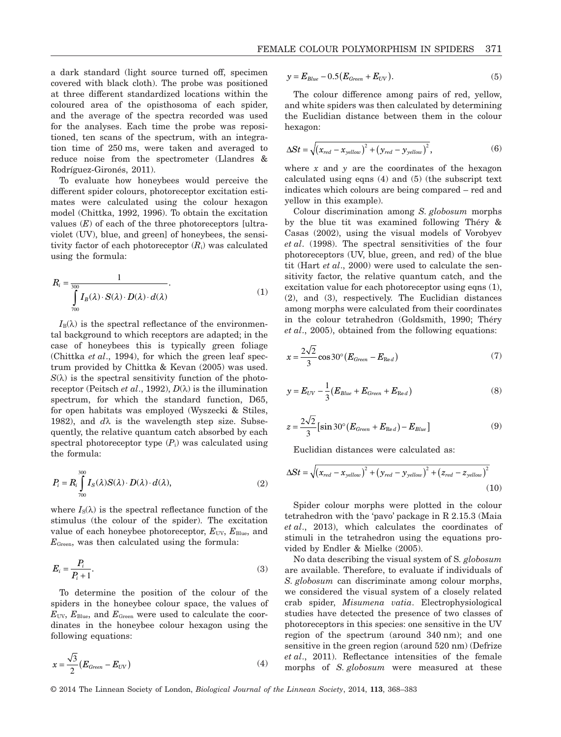a dark standard (light source turned off, specimen covered with black cloth). The probe was positioned at three different standardized locations within the coloured area of the opisthosoma of each spider, and the average of the spectra recorded was used for the analyses. Each time the probe was repositioned, ten scans of the spectrum, with an integration time of 250 ms, were taken and averaged to reduce noise from the spectrometer (Llandres & Rodríguez-Gironés, 2011).

To evaluate how honeybees would perceive the different spider colours, photoreceptor excitation estimates were calculated using the colour hexagon model (Chittka, 1992, 1996). To obtain the excitation values ($E$) of each of the three photoreceptors [ultraviolet (UV), blue, and green] of honeybees, the sensitivity factor of each photoreceptor ($R_i$) was calculated using the formula:

$$R_i = \frac{1}{\int_{700}^{300} I_B(\lambda) \cdot S(\lambda) \cdot D(\lambda) \cdot d(\lambda)}. \tag{1}$$

$I_B(\lambda)$ is the spectral reflectance of the environmental background to which receptors are adapted; in the case of honeybees this is typically green foliage (Chittka *et al*., 1994), for which the green leaf spectrum provided by Chittka & Kevan (2005) was used. $S(\lambda)$ is the spectral sensitivity function of the photoreceptor (Peitsch *et al*., 1992), $D(\lambda)$ is the illumination spectrum, for which the standard function, D65, for open habitats was employed (Wyszecki & Stiles, 1982), and $d\lambda$ is the wavelength step size. Subsequently, the relative quantum catch absorbed by each spectral photoreceptor type ($P_i$) was calculated using the formula:

$$P_i = R_i \int_{700}^{300} I_S(\lambda) S(\lambda) \cdot D(\lambda) \cdot d(\lambda), \tag{2}$$

where $I_S(\lambda)$ is the spectral reflectance function of the stimulus (the colour of the spider). The excitation value of each honeybee photoreceptor, $E_{UV}$, $E_{Blue}$, and $E_{Green}$, was then calculated using the formula:

$$E_i = \frac{P_i}{P_i + 1}. \tag{3}$$

To determine the position of the colour of the spiders in the honeybee colour space, the values of $E_{UV}$, $E_{Blue}$, and $E_{Green}$ were used to calculate the coordinates in the honeybee colour hexagon using the following equations:

$$x = \frac{\sqrt{3}}{2}(E_{Green} - E_{UV}) \tag{4}$$

$$y = E_{Blue} - 0.5(E_{Green} + E_{UV}). \tag{5}$$

The colour difference among pairs of red, yellow, and white spiders was then calculated by determining the Euclidian distance between them in the colour hexagon:

$$\Delta St = \sqrt{(x_{red} - x_{yellow})^2 + (y_{red} - y_{yellow})^2}, \tag{6}$$

where $x$ and $y$ are the coordinates of the hexagon calculated using eqns (4) and (5) (the subscript text indicates which colours are being compared – red and yellow in this example).

Colour discrimination among *S. globosum* morphs by the blue tit was examined following Théry & Casas (2002), using the visual models of Vorobyev *et al*. (1998). The spectral sensitivities of the four photoreceptors (UV, blue, green, and red) of the blue tit (Hart *et al*., 2000) were used to calculate the sensitivity factor, the relative quantum catch, and the excitation value for each photoreceptor using eqns (1), (2), and (3), respectively. The Euclidian distances among morphs were calculated from their coordinates in the colour tetrahedron (Goldsmith, 1990; Théry *et al*., 2005), obtained from the following equations:

$$x = \frac{2\sqrt{2}}{3}\cos 30°(E_{Green} - E_{Red}) \tag{7}$$

$$y = E_{UV} - \frac{1}{3}(E_{Blue} + E_{Green} + E_{Red}) \tag{8}$$

$$z = \frac{2\sqrt{2}}{3}\left[\sin 30°(E_{Green} + E_{Red}) - E_{Blue}\right] \tag{9}$$

Euclidian distances were calculated as:

$$\Delta St = \sqrt{(x_{red} - x_{yellow})^2 + (y_{red} - y_{yellow})^2 + (z_{red} - z_{yellow})^2} \tag{10}$$

Spider colour morphs were plotted in the colour tetrahedron with the 'pavo' package in R 2.15.3 (Maia *et al*., 2013), which calculates the coordinates of stimuli in the tetrahedron using the equations provided by Endler & Mielke (2005).

No data describing the visual system of S. *globosum* are available. Therefore, to evaluate if individuals of *S. globosum* can discriminate among colour morphs, we considered the visual system of a closely related crab spider, *Misumena vatia*. Electrophysiological studies have detected the presence of two classes of photoreceptors in this species: one sensitive in the UV region of the spectrum (around 340 nm); and one sensitive in the green region (around 520 nm) (Defrize *et al*., 2011). Reflectance intensities of the female morphs of *S. globosum* were measured at these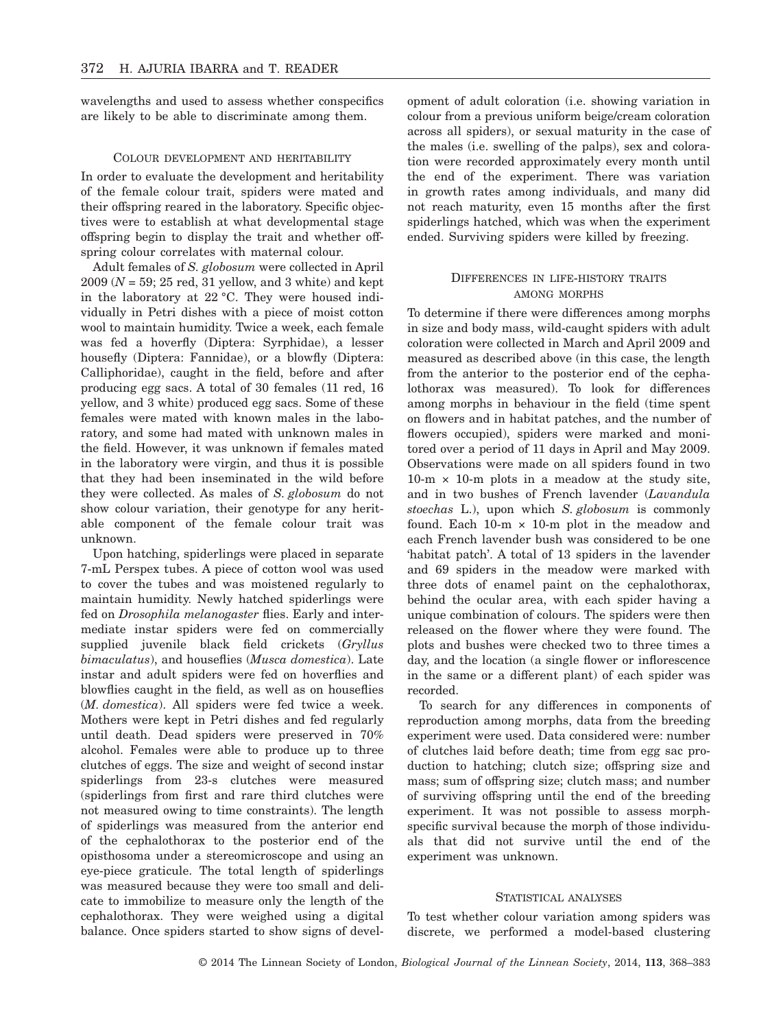wavelengths and used to assess whether conspecifics are likely to be able to discriminate among them.

### Colour development and heritability

In order to evaluate the development and heritability of the female colour trait, spiders were mated and their offspring reared in the laboratory. Specific objectives were to establish at what developmental stage offspring begin to display the trait and whether offspring colour correlates with maternal colour.

Adult females of *S. globosum* were collected in April 2009 ($N = 59$; 25 red, 31 yellow, and 3 white) and kept in the laboratory at 22 °C. They were housed individually in Petri dishes with a piece of moist cotton wool to maintain humidity. Twice a week, each female was fed a hoverfly (Diptera: Syrphidae), a lesser housefly (Diptera: Fanniidae), or a blowfly (Diptera: Calliphoridae), caught in the field, before and after producing egg sacs. A total of 30 females (11 red, 16 yellow, and 3 white) produced egg sacs. Some of these females were mated with known males in the laboratory, and some had mated with unknown males in the field. However, it was unknown if females mated in the laboratory were virgin, and thus it is possible that they had been inseminated in the wild before they were collected. As males of *S. globosum* do not show colour variation, their genotype for any heritable component of the female colour trait was unknown.

Upon hatching, spiderlings were placed in separate 7-mL Perspex tubes. A piece of cotton wool was used to cover the tubes and was moistened regularly to maintain humidity. Newly hatched spiderlings were fed on *Drosophila melanogaster* flies. Early and intermediate instar spiders were fed on commercially supplied juvenile black field crickets (*Gryllus bimaculatus*), and houseflies (*Musca domestica*). Late instar and adult spiders were fed on hoverflies and blowflies caught in the field, as well as on houseflies (*M. domestica*). All spiders were fed twice a week. Mothers were kept in Petri dishes and fed regularly until death. Dead spiders were preserved in 70% alcohol. Females were able to produce up to three clutches of eggs. The size and weight of second instar spiderlings from 23-s clutches were measured (spiderlings from first and rare third clutches were not measured owing to time constraints). The length of spiderlings was measured from the anterior end of the cephalothorax to the posterior end of the opisthosoma under a stereomicroscope and using an eye-piece graticule. The total length of spiderlings was measured because they were too small and delicate to immobilize to measure only the length of the cephalothorax. They were weighed using a digital balance. Once spiders started to show signs of development of adult coloration (i.e. showing variation in colour from a previous uniform beige/cream coloration across all spiders), or sexual maturity in the case of the males (i.e. swelling of the palps), sex and coloration were recorded approximately every month until the end of the experiment. There was variation in growth rates among individuals, and many did not reach maturity, even 15 months after the first spiderlings hatched, which was when the experiment ended. Surviving spiders were killed by freezing.

### Differences in life-history traits among morphs

To determine if there were differences among morphs in size and body mass, wild-caught spiders with adult coloration were collected in March and April 2009 and measured as described above (in this case, the length from the anterior to the posterior end of the cephalothorax was measured). To look for differences among morphs in behaviour in the field (time spent on flowers and in habitat patches, and the number of flowers occupied), spiders were marked and monitored over a period of 11 days in April and May 2009. Observations were made on all spiders found in two 10-m × 10-m plots in a meadow at the study site, and in two bushes of French lavender (*Lavandula stoechas* L.), upon which *S. globosum* is commonly found. Each 10-m × 10-m plot in the meadow and each French lavender bush was considered to be one 'habitat patch'. A total of 13 spiders in the lavender and 69 spiders in the meadow were marked with three dots of enamel paint on the cephalothorax, behind the ocular area, with each spider having a unique combination of colours. The spiders were then released on the flower where they were found. The plots and bushes were checked two to three times a day, and the location (a single flower or inflorescence in the same or a different plant) of each spider was recorded.

To search for any differences in components of reproduction among morphs, data from the breeding experiment were used. Data considered were: number of clutches laid before death; time from egg sac production to hatching; clutch size; offspring size and mass; sum of offspring size; clutch mass; and number of surviving offspring until the end of the breeding experiment. It was not possible to assess morph-specific survival because the morph of those individuals that did not survive until the end of the experiment was unknown.

### Statistical analyses

To test whether colour variation among spiders was discrete, we performed a model-based clustering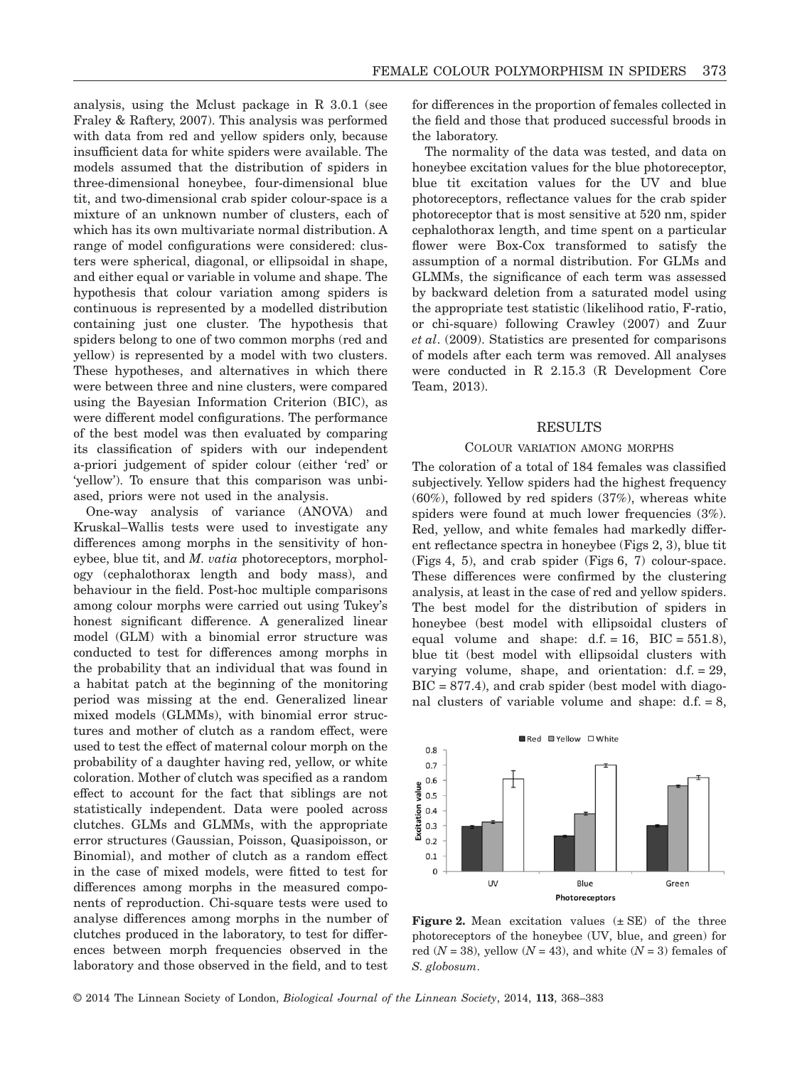analysis, using the Mclust package in R 3.0.1 (see Fraley & Raftery, 2007). This analysis was performed with data from red and yellow spiders only, because insufficient data for white spiders were available. The models assumed that the distribution of spiders in three-dimensional honeybee, four-dimensional blue tit, and two-dimensional crab spider colour-space is a mixture of an unknown number of clusters, each of which has its own multivariate normal distribution. A range of model configurations were considered: clusters were spherical, diagonal, or ellipsoidal in shape, and either equal or variable in volume and shape. The hypothesis that colour variation among spiders is continuous is represented by a modelled distribution containing just one cluster. The hypothesis that spiders belong to one of two common morphs (red and yellow) is represented by a model with two clusters. These hypotheses, and alternatives in which there were between three and nine clusters, were compared using the Bayesian Information Criterion (BIC), as were different model configurations. The performance of the best model was then evaluated by comparing its classification of spiders with our independent a-priori judgement of spider colour (either 'red' or 'yellow'). To ensure that this comparison was unbiased, priors were not used in the analysis.

One-way analysis of variance (ANOVA) and Kruskal–Wallis tests were used to investigate any differences among morphs in the sensitivity of honeybee, blue tit, and *M. vatia* photoreceptors, morphology (cephalothorax length and body mass), and behaviour in the field. Post-hoc multiple comparisons among colour morphs were carried out using Tukey's honest significant difference. A generalized linear model (GLM) with a binomial error structure was conducted to test for differences among morphs in the probability that an individual that was found in a habitat patch at the beginning of the monitoring period was missing at the end. Generalized linear mixed models (GLMMs), with binomial error structures and mother of clutch as a random effect, were used to test the effect of maternal colour morph on the probability of a daughter having red, yellow, or white coloration. Mother of clutch was specified as a random effect to account for the fact that siblings are not statistically independent. Data were pooled across clutches. GLMs and GLMMs, with the appropriate error structures (Gaussian, Poisson, Quasipoisson, or Binomial), and mother of clutch as a random effect in the case of mixed models, were fitted to test for differences among morphs in the measured components of reproduction. Chi-square tests were used to analyse differences among morphs in the number of clutches produced in the laboratory, to test for differences between morph frequencies observed in the laboratory and those observed in the field, and to test for differences in the proportion of females collected in the field and those that produced successful broods in the laboratory.

The normality of the data was tested, and data on honeybee excitation values for the blue photoreceptor, blue tit excitation values for the UV and blue photoreceptors, reflectance values for the crab spider photoreceptor that is most sensitive at 520 nm, spider cephalothorax length, and time spent on a particular flower were Box-Cox transformed to satisfy the assumption of a normal distribution. For GLMs and GLMMs, the significance of each term was assessed by backward deletion from a saturated model using the appropriate test statistic (likelihood ratio, F-ratio, or chi-square) following Crawley (2007) and Zuur *et al*. (2009). Statistics are presented for comparisons of models after each term was removed. All analyses were conducted in R 2.15.3 (R Development Core Team, 2013).

## RESULTS

### COLOUR VARIATION AMONG MORPHS

The coloration of a total of 184 females was classified subjectively. Yellow spiders had the highest frequency (60%), followed by red spiders (37%), whereas white spiders were found at much lower frequencies (3%). Red, yellow, and white females had markedly different reflectance spectra in honeybee (Figs 2, 3), blue tit (Figs 4, 5), and crab spider (Figs 6, 7) colour-space. These differences were confirmed by the clustering analysis, at least in the case of red and yellow spiders. The best model for the distribution of spiders in honeybee (best model with ellipsoidal clusters of equal volume and shape: d.f. = 16, BIC = 551.8), blue tit (best model with ellipsoidal clusters with varying volume, shape, and orientation: d.f. = 29, BIC = 877.4), and crab spider (best model with diagonal clusters of variable volume and shape: d.f. = 8,

■Red ■Yellow □White

Excitation value

0.8
0.7
0.6
0.5
0.4
0.3
0.2
0.1
0

UV
Blue
Green

Photoreceptors

**Figure 2.** Mean excitation values (± SE) of the three photoreceptors of the honeybee (UV, blue, and green) for red ($N = 38$), yellow ($N = 43$), and white ($N = 3$) females of *S. globosum*.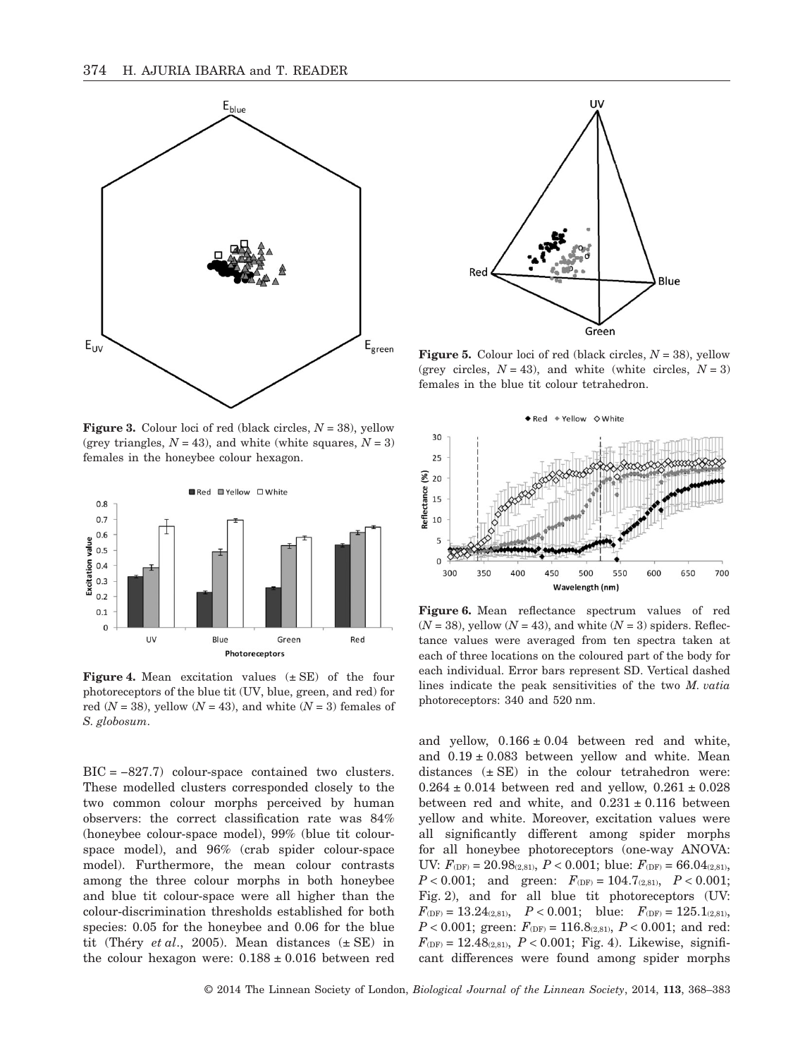E$_{blue}$

E$_{UV}$

E$_{green}$

**Figure 3.** Colour loci of red (black circles, $N = 38$), yellow (grey triangles, $N = 43$), and white (white squares, $N = 3$) females in the honeybee colour hexagon.

■ Red ■ Yellow □ White

Excitation value

0 0.1 0.2 0.3 0.4 0.5 0.6 0.7 0.8

UV Blue Green Red

Photoreceptors

**Figure 4.** Mean excitation values (± SE) of the four photoreceptors of the blue tit (UV, blue, green, and red) for red ($N = 38$), yellow ($N = 43$), and white ($N = 3$) females of *S. globosum*.

UV

Red

Blue

Green

**Figure 5.** Colour loci of red (black circles, $N = 38$), yellow (grey circles, $N = 43$), and white (white circles, $N = 3$) females in the blue tit colour tetrahedron.

◆ Red ◆ Yellow ◇ White

Reflectance (%)

0 5 10 15 20 25 30

300 350 400 450 500 550 600 650 700

Wavelength (nm)

**Figure 6.** Mean reflectance spectrum values of red ($N = 38$), yellow ($N = 43$), and white ($N = 3$) spiders. Reflectance values were averaged from ten spectra taken at each of three locations on the coloured part of the body for each individual. Error bars represent SD. Vertical dashed lines indicate the peak sensitivities of the two *M. vatia* photoreceptors: 340 and 520 nm.

BIC = −827.7) colour-space contained two clusters. These modelled clusters corresponded closely to the two common colour morphs perceived by human observers: the correct classification rate was 84% (honeybee colour-space model), 99% (blue tit colour-space model), and 96% (crab spider colour-space model). Furthermore, the mean colour contrasts among the three colour morphs in both honeybee and blue tit colour-space were all higher than the colour-discrimination thresholds established for both species: 0.05 for the honeybee and 0.06 for the blue tit (Théry *et al.*, 2005). Mean distances (± SE) in the colour hexagon were: 0.188 ± 0.016 between red and yellow, 0.166 ± 0.04 between red and white, and 0.19 ± 0.083 between yellow and white. Mean distances (± SE) in the colour tetrahedron were: 0.264 ± 0.014 between red and yellow, 0.261 ± 0.028 between red and white, and 0.231 ± 0.116 between yellow and white. Moreover, excitation values were all significantly different among spider morphs for all honeybee photoreceptors (one-way ANOVA: UV: $F_{(DF)} = 20.98_{(2,81)}$, $P < 0.001$; blue: $F_{(DF)} = 66.04_{(2,81)}$, $P < 0.001$; and green: $F_{(DF)} = 104.7_{(2,81)}$, $P < 0.001$; Fig. 2), and for all blue tit photoreceptors (UV: $F_{(DF)} = 13.24_{(2,81)}$, $P < 0.001$; blue: $F_{(DF)} = 125.1_{(2,81)}$, $P < 0.001$; green: $F_{(DF)} = 116.8_{(2,81)}$, $P < 0.001$; and red: $F_{(DF)} = 12.48_{(2,81)}$, $P < 0.001$; Fig. 4). Likewise, significant differences were found among spider morphs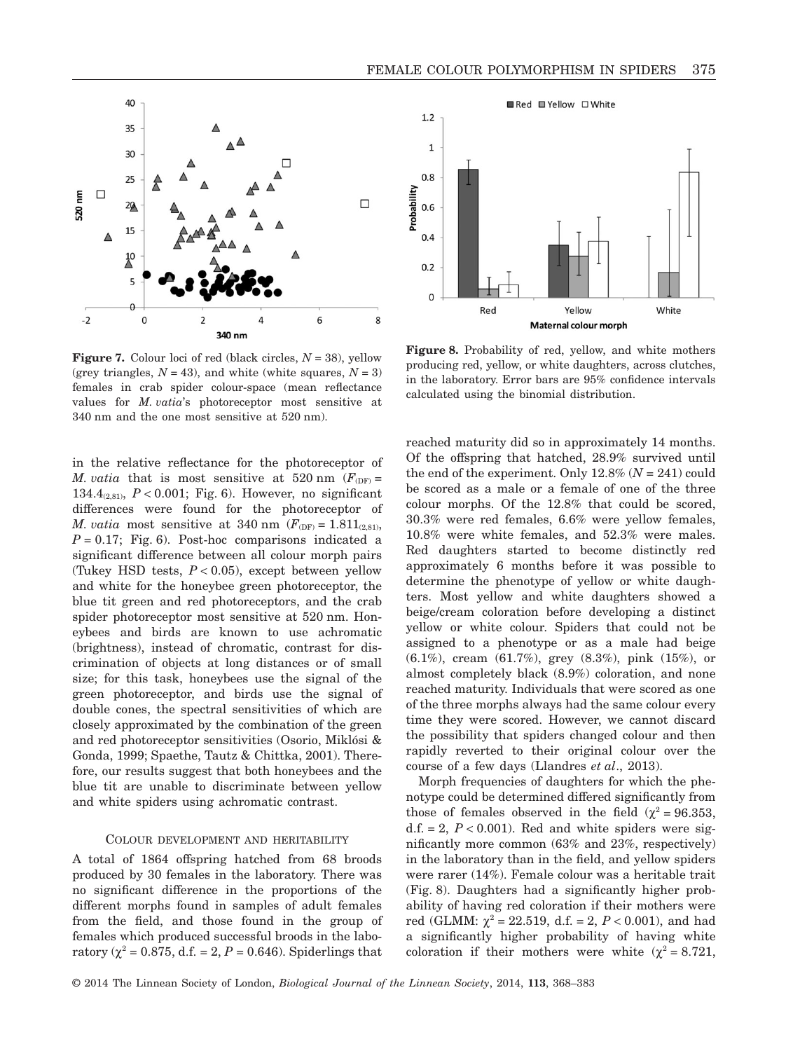40
35
30
25
20
15
10
5
0
520 nm
-2 0 2 4 6 8
340 nm

**Figure 7.** Colour loci of red (black circles, $N = 38$), yellow (grey triangles, $N = 43$), and white (white squares, $N = 3$) females in crab spider colour-space (mean reflectance values for *M. vatia*'s photoreceptor most sensitive at 340 nm and the one most sensitive at 520 nm).

in the relative reflectance for the photoreceptor of *M. vatia* that is most sensitive at 520 nm ($F_{(DF)} = 134.4_{(2,81)}$, $P < 0.001$; Fig. 6). However, no significant differences were found for the photoreceptor of *M. vatia* most sensitive at 340 nm ($F_{(DF)} = 1.811_{(2,81)}$, $P = 0.17$; Fig. 6). Post-hoc comparisons indicated a significant difference between all colour morph pairs (Tukey HSD tests, $P < 0.05$), except between yellow and white for the honeybee green photoreceptor, the blue tit green and red photoreceptors, and the crab spider photoreceptor most sensitive at 520 nm. Honeybees and birds are known to use achromatic (brightness), instead of chromatic, contrast for discrimination of objects at long distances or of small size; for this task, honeybees use the signal of the green photoreceptor, and birds use the signal of double cones, the spectral sensitivities of which are closely approximated by the combination of the green and red photoreceptor sensitivities (Osorio, Miklósi & Gonda, 1999; Spaethe, Tautz & Chittka, 2001). Therefore, our results suggest that both honeybees and the blue tit are unable to discriminate between yellow and white spiders using achromatic contrast.

### Colour development and heritability

A total of 1864 offspring hatched from 68 broods produced by 30 females in the laboratory. There was no significant difference in the proportions of the different morphs found in samples of adult females from the field, and those found in the group of females which produced successful broods in the laboratory ($\chi^2 = 0.875$, d.f. = 2, $P = 0.646$). Spiderlings that reached maturity did so in approximately 14 months. Of the offspring that hatched, 28.9% survived until the end of the experiment. Only 12.8% ($N = 241$) could be scored as a male or a female of one of the three colour morphs. Of the 12.8% that could be scored, 30.3% were red females, 6.6% were yellow females, 10.8% were white females, and 52.3% were males. Red daughters started to become distinctly red approximately 6 months before it was possible to determine the phenotype of yellow or white daughters. Most yellow and white daughters showed a beige/cream coloration before developing a distinct yellow or white colour. Spiders that could not be assigned to a phenotype or as a male had beige (6.1%), cream (61.7%), grey (8.3%), pink (15%), or almost completely black (8.9%) coloration, and none reached maturity. Individuals that were scored as one of the three morphs always had the same colour every time they were scored. However, we cannot discard the possibility that spiders changed colour and then rapidly reverted to their original colour over the course of a few days (Llandres *et al*., 2013).

Red Yellow White
1.2
1
0.8
0.6
0.4
0.2
0
Probability
Red Yellow White
Maternal colour morph

**Figure 8.** Probability of red, yellow, and white mothers producing red, yellow, or white daughters, across clutches, in the laboratory. Error bars are 95% confidence intervals calculated using the binomial distribution.

Morph frequencies of daughters for which the phenotype could be determined differed significantly from those of females observed in the field ($\chi^2 = 96.353$, d.f. = 2, $P < 0.001$). Red and white spiders were significantly more common (63% and 23%, respectively) in the laboratory than in the field, and yellow spiders were rarer (14%). Female colour was a heritable trait (Fig. 8). Daughters had a significantly higher probability of having red coloration if their mothers were red (GLMM: $\chi^2 = 22.519$, d.f. = 2, $P < 0.001$), and had a significantly higher probability of having white coloration if their mothers were white ($\chi^2 = 8.721$,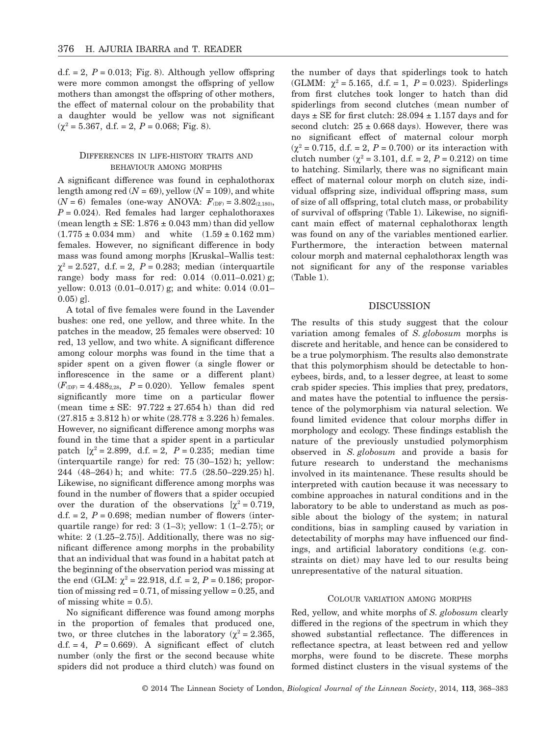d.f. = 2, $P = 0.013$; Fig. 8). Although yellow offspring were more common amongst the offspring of yellow mothers than amongst the offspring of other mothers, the effect of maternal colour on the probability that a daughter would be yellow was not significant ($\chi^2 = 5.367$, d.f. = 2, $P = 0.068$; Fig. 8).

### Differences in life-history traits and behaviour among morphs

A significant difference was found in cephalothorax length among red ($N = 69$), yellow ($N = 109$), and white ($N = 6$) females (one-way ANOVA: $F_{(\mathrm{DF})} = 3.802_{(2,180)}$, $P = 0.024$). Red females had larger cephalothoraxes (mean length ± SE: 1.876 ± 0.043 mm) than did yellow (1.775 ± 0.034 mm) and white (1.59 ± 0.162 mm) females. However, no significant difference in body mass was found among morphs [Kruskal–Wallis test: $\chi^2 = 2.527$, d.f. = 2, $P = 0.283$; median (interquartile range) body mass for red: 0.014 (0.011–0.021) g; yellow: 0.013 (0.01–0.017) g; and white: 0.014 (0.01–0.05) g].

A total of five females were found in the Lavender bushes: one red, one yellow, and three white. In the patches in the meadow, 25 females were observed: 10 red, 13 yellow, and two white. A significant difference among colour morphs was found in the time that a spider spent on a given flower (a single flower or inflorescence in the same or a different plant) ($F_{(\mathrm{DF})} = 4.488_{2,28}$, $P = 0.020$). Yellow females spent significantly more time on a particular flower (mean time ± SE: 97.722 ± 27.654 h) than did red (27.815 ± 3.812 h) or white (28.778 ± 3.226 h) females. However, no significant difference among morphs was found in the time that a spider spent in a particular patch [$\chi^2 = 2.899$, d.f. = 2, $P = 0.235$; median time (interquartile range) for red: 75 (30–152) h; yellow: 244 (48–264) h; and white: 77.5 (28.50–229.25) h]. Likewise, no significant difference among morphs was found in the number of flowers that a spider occupied over the duration of the observations [$\chi^2 = 0.719$, d.f. = 2, $P = 0.698$; median number of flowers (interquartile range) for red: 3 (1–3); yellow: 1 (1–2.75); or white: 2 (1.25–2.75)]. Additionally, there was no significant difference among morphs in the probability that an individual that was found in a habitat patch at the beginning of the observation period was missing at the end (GLM: $\chi^2 = 22.918$, d.f. = 2, $P = 0.186$; proportion of missing red = 0.71, of missing yellow = 0.25, and of missing white = 0.5).

No significant difference was found among morphs in the proportion of females that produced one, two, or three clutches in the laboratory ($\chi^2 = 2.365$, d.f. = 4, $P = 0.669$). A significant effect of clutch number (only the first or the second because white spiders did not produce a third clutch) was found on the number of days that spiderlings took to hatch (GLMM: $\chi^2 = 5.165$, d.f. = 1, $P = 0.023$). Spiderlings from first clutches took longer to hatch than did spiderlings from second clutches (mean number of days ± SE for first clutch: 28.094 ± 1.157 days and for second clutch: 25 ± 0.668 days). However, there was no significant effect of maternal colour morph ($\chi^2 = 0.715$, d.f. = 2, $P = 0.700$) or its interaction with clutch number ($\chi^2 = 3.101$, d.f. = 2, $P = 0.212$) on time to hatching. Similarly, there was no significant main effect of maternal colour morph on clutch size, individual offspring size, individual offspring mass, sum of size of all offspring, total clutch mass, or probability of survival of offspring (Table 1). Likewise, no significant main effect of maternal cephalothorax length was found on any of the variables mentioned earlier. Furthermore, the interaction between maternal colour morph and maternal cephalothorax length was not significant for any of the response variables (Table 1).

## DISCUSSION

The results of this study suggest that the colour variation among females of *S. globosum* morphs is discrete and heritable, and hence can be considered to be a true polymorphism. The results also demonstrate that this polymorphism should be detectable to honeybees, birds, and, to a lesser degree, at least to some crab spider species. This implies that prey, predators, and mates have the potential to influence the persistence of the polymorphism via natural selection. We found limited evidence that colour morphs differ in morphology and ecology. These findings establish the nature of the previously unstudied polymorphism observed in *S. globosum* and provide a basis for future research to understand the mechanisms involved in its maintenance. These results should be interpreted with caution because it was necessary to combine approaches in natural conditions and in the laboratory to be able to understand as much as possible about the biology of the system; in natural conditions, bias in sampling caused by variation in detectability of morphs may have influenced our findings, and artificial laboratory conditions (e.g. constraints on diet) may have led to our results being unrepresentative of the natural situation.

### Colour variation among morphs

Red, yellow, and white morphs of *S. globosum* clearly differed in the regions of the spectrum in which they showed substantial reflectance. The differences in reflectance spectra, at least between red and yellow morphs, were found to be discrete. These morphs formed distinct clusters in the visual systems of the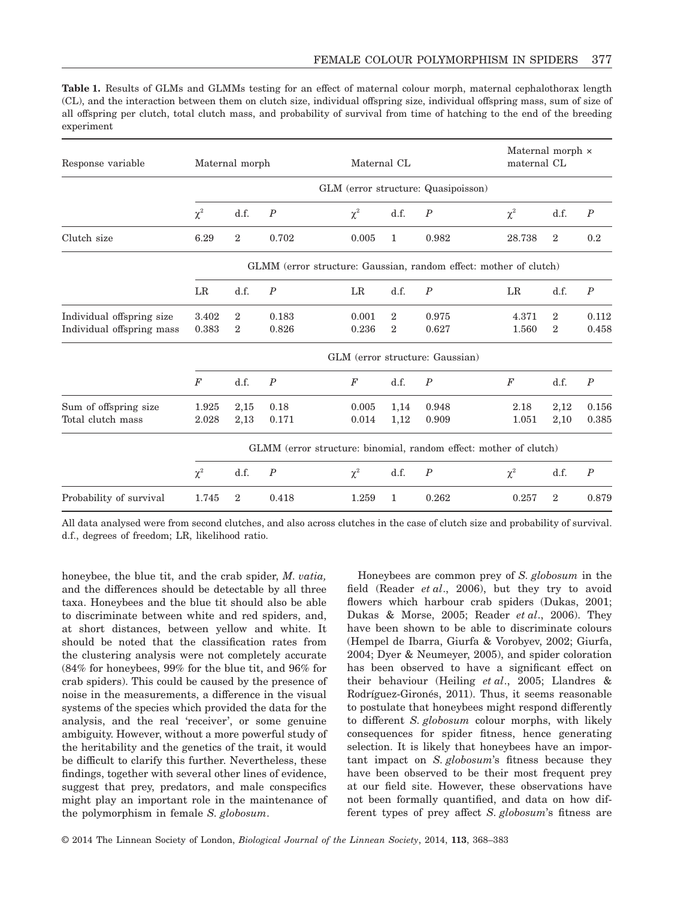**Table 1.** Results of GLMs and GLMMs testing for an effect of maternal colour morph, maternal cephalothorax length (CL), and the interaction between them on clutch size, individual offspring size, individual offspring mass, sum of size of all offspring per clutch, total clutch mass, and probability of survival from time of hatching to the end of the breeding experiment

| Response variable | Maternal morph | | | Maternal CL | | | Maternal morph × maternal CL | | |
|---|---|---|---|---|---|---|---|---|---|
| | GLM (error structure: Quasipoisson) | | | | | | | | |
| | $\chi^2$ | d.f. | $P$ | $\chi^2$ | d.f. | $P$ | $\chi^2$ | d.f. | $P$ |
| Clutch size | 6.29 | 2 | 0.702 | 0.005 | 1 | 0.982 | 28.738 | 2 | 0.2 |
| | GLMM (error structure: Gaussian, random effect: mother of clutch) | | | | | | | | |
| | LR | d.f. | $P$ | LR | d.f. | $P$ | LR | d.f. | $P$ |
| Individual offspring size | 3.402 | 2 | 0.183 | 0.001 | 2 | 0.975 | 4.371 | 2 | 0.112 |
| Individual offspring mass | 0.383 | 2 | 0.826 | 0.236 | 2 | 0.627 | 1.560 | 2 | 0.458 |
| | GLM (error structure: Gaussian) | | | | | | | | |
| | $F$ | d.f. | $P$ | $F$ | d.f. | $P$ | $F$ | d.f. | $P$ |
| Sum of offspring size | 1.925 | 2,15 | 0.18 | 0.005 | 1,14 | 0.948 | 2.18 | 2,12 | 0.156 |
| Total clutch mass | 2.028 | 2,13 | 0.171 | 0.014 | 1,12 | 0.909 | 1.051 | 2,10 | 0.385 |
| | GLMM (error structure: binomial, random effect: mother of clutch) | | | | | | | | |
| | $\chi^2$ | d.f. | $P$ | $\chi^2$ | d.f. | $P$ | $\chi^2$ | d.f. | $P$ |
| Probability of survival | 1.745 | 2 | 0.418 | 1.259 | 1 | 0.262 | 0.257 | 2 | 0.879 |

All data analysed were from second clutches, and also across clutches in the case of clutch size and probability of survival. d.f., degrees of freedom; LR, likelihood ratio.

honeybee, the blue tit, and the crab spider, *M. vatia,* and the differences should be detectable by all three taxa. Honeybees and the blue tit should also be able to discriminate between white and red spiders, and, at short distances, between yellow and white. It should be noted that the classification rates from the clustering analysis were not completely accurate (84% for honeybees, 99% for the blue tit, and 96% for crab spiders). This could be caused by the presence of noise in the measurements, a difference in the visual systems of the species which provided the data for the analysis, and the real 'receiver', or some genuine ambiguity. However, without a more powerful study of the heritability and the genetics of the trait, it would be difficult to clarify this further. Nevertheless, these findings, together with several other lines of evidence, suggest that prey, predators, and male conspecifics might play an important role in the maintenance of the polymorphism in female *S. globosum*.

Honeybees are common prey of *S. globosum* in the field (Reader *et al*., 2006), but they try to avoid flowers which harbour crab spiders (Dukas, 2001; Dukas & Morse, 2005; Reader *et al*., 2006). They have been shown to be able to discriminate colours (Hempel de Ibarra, Giurfa & Vorobyev, 2002; Giurfa, 2004; Dyer & Neumeyer, 2005), and spider coloration has been observed to have a significant effect on their behaviour (Heiling *et al*., 2005; Llandres & Rodríguez-Gironés, 2011). Thus, it seems reasonable to postulate that honeybees might respond differently to different *S. globosum* colour morphs, with likely consequences for spider fitness, hence generating selection. It is likely that honeybees have an important impact on *S. globosum*'s fitness because they have been observed to be their most frequent prey at our field site. However, these observations have not been formally quantified, and data on how different types of prey affect *S. globosum*'s fitness are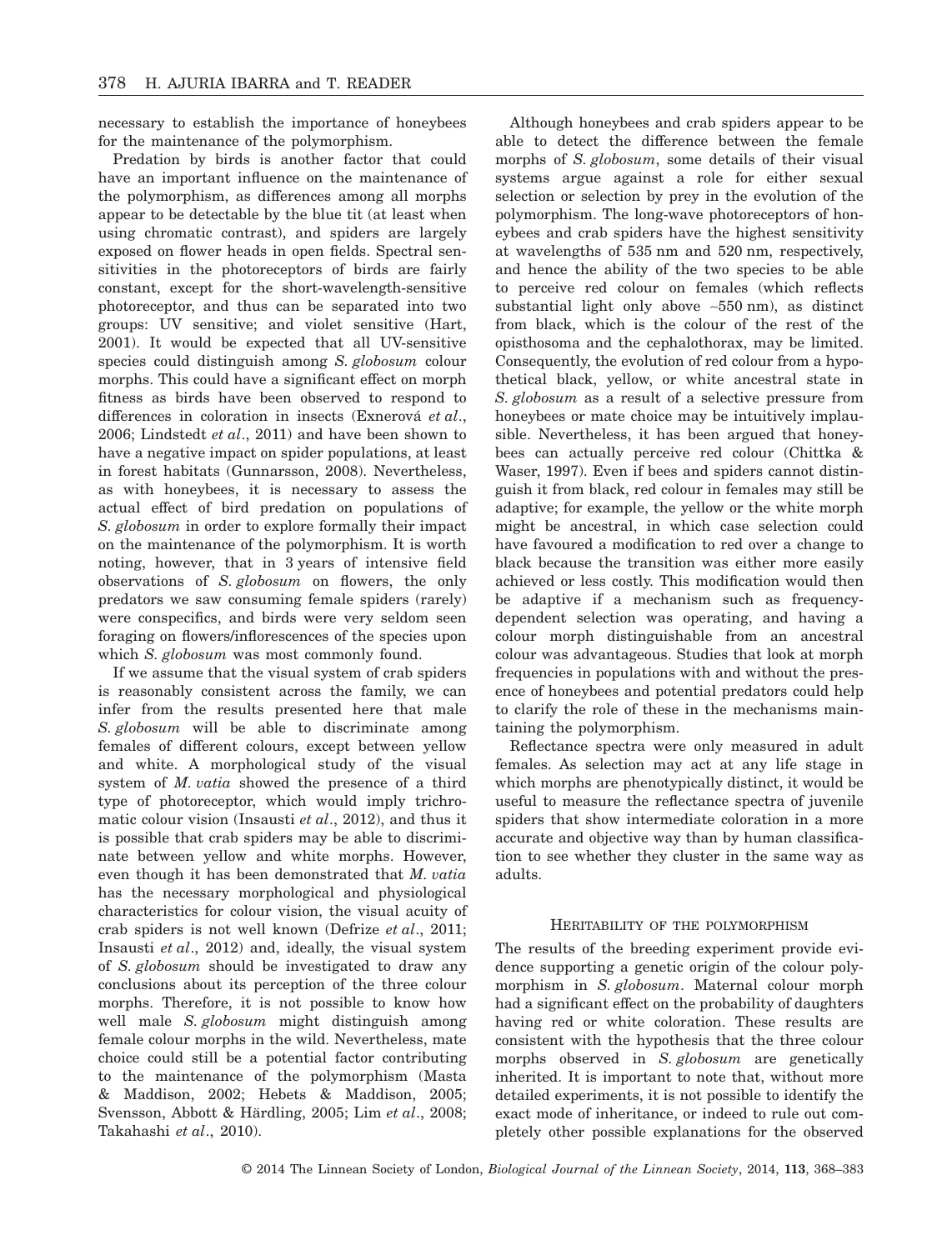necessary to establish the importance of honeybees for the maintenance of the polymorphism.

Predation by birds is another factor that could have an important influence on the maintenance of the polymorphism, as differences among all morphs appear to be detectable by the blue tit (at least when using chromatic contrast), and spiders are largely exposed on flower heads in open fields. Spectral sensitivities in the photoreceptors of birds are fairly constant, except for the short-wavelength-sensitive photoreceptor, and thus can be separated into two groups: UV sensitive; and violet sensitive (Hart, 2001). It would be expected that all UV-sensitive species could distinguish among *S. globosum* colour morphs. This could have a significant effect on morph fitness as birds have been observed to respond to differences in coloration in insects (Exnerová *et al*., 2006; Lindstedt *et al*., 2011) and have been shown to have a negative impact on spider populations, at least in forest habitats (Gunnarsson, 2008). Nevertheless, as with honeybees, it is necessary to assess the actual effect of bird predation on populations of *S. globosum* in order to explore formally their impact on the maintenance of the polymorphism. It is worth noting, however, that in 3 years of intensive field observations of *S. globosum* on flowers, the only predators we saw consuming female spiders (rarely) were conspecifics, and birds were very seldom seen foraging on flowers/inflorescences of the species upon which *S. globosum* was most commonly found.

If we assume that the visual system of crab spiders is reasonably consistent across the family, we can infer from the results presented here that male *S. globosum* will be able to discriminate among females of different colours, except between yellow and white. A morphological study of the visual system of *M. vatia* showed the presence of a third type of photoreceptor, which would imply trichromatic colour vision (Insausti *et al*., 2012), and thus it is possible that crab spiders may be able to discriminate between yellow and white morphs. However, even though it has been demonstrated that *M. vatia* has the necessary morphological and physiological characteristics for colour vision, the visual acuity of crab spiders is not well known (Defrize *et al*., 2011; Insausti *et al*., 2012) and, ideally, the visual system of *S. globosum* should be investigated to draw any conclusions about its perception of the three colour morphs. Therefore, it is not possible to know how well male *S. globosum* might distinguish among female colour morphs in the wild. Nevertheless, mate choice could still be a potential factor contributing to the maintenance of the polymorphism (Masta & Maddison, 2002; Hebets & Maddison, 2005; Svensson, Abbott & Härdling, 2005; Lim *et al*., 2008; Takahashi *et al*., 2010).

Although honeybees and crab spiders appear to be able to detect the difference between the female morphs of *S. globosum*, some details of their visual systems argue against a role for either sexual selection or selection by prey in the evolution of the polymorphism. The long-wave photoreceptors of honeybees and crab spiders have the highest sensitivity at wavelengths of 535 nm and 520 nm, respectively, and hence the ability of the two species to be able to perceive red colour on females (which reflects substantial light only above ~550 nm), as distinct from black, which is the colour of the rest of the opisthosoma and the cephalothorax, may be limited. Consequently, the evolution of red colour from a hypothetical black, yellow, or white ancestral state in *S. globosum* as a result of a selective pressure from honeybees or mate choice may be intuitively implausible. Nevertheless, it has been argued that honeybees can actually perceive red colour (Chittka & Waser, 1997). Even if bees and spiders cannot distinguish it from black, red colour in females may still be adaptive; for example, the yellow or the white morph might be ancestral, in which case selection could have favoured a modification to red over a change to black because the transition was either more easily achieved or less costly. This modification would then be adaptive if a mechanism such as frequency-dependent selection was operating, and having a colour morph distinguishable from an ancestral colour was advantageous. Studies that look at morph frequencies in populations with and without the presence of honeybees and potential predators could help to clarify the role of these in the mechanisms maintaining the polymorphism.

Reflectance spectra were only measured in adult females. As selection may act at any life stage in which morphs are phenotypically distinct, it would be useful to measure the reflectance spectra of juvenile spiders that show intermediate coloration in a more accurate and objective way than by human classification to see whether they cluster in the same way as adults.

### Heritability of the polymorphism

The results of the breeding experiment provide evidence supporting a genetic origin of the colour polymorphism in *S. globosum*. Maternal colour morph had a significant effect on the probability of daughters having red or white coloration. These results are consistent with the hypothesis that the three colour morphs observed in *S. globosum* are genetically inherited. It is important to note that, without more detailed experiments, it is not possible to identify the exact mode of inheritance, or indeed to rule out completely other possible explanations for the observed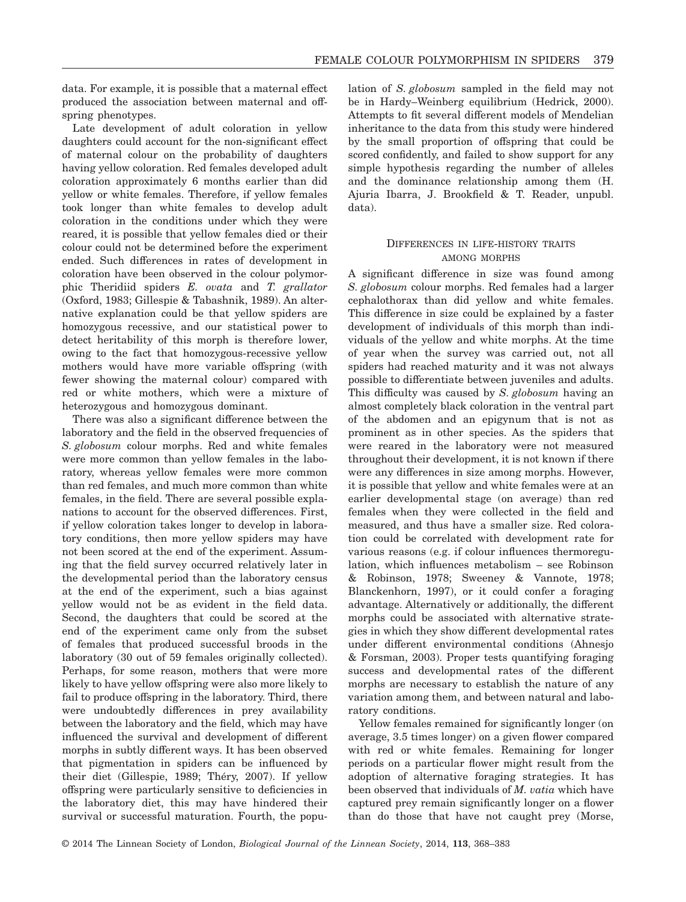data. For example, it is possible that a maternal effect produced the association between maternal and offspring phenotypes.

Late development of adult coloration in yellow daughters could account for the non-significant effect of maternal colour on the probability of daughters having yellow coloration. Red females developed adult coloration approximately 6 months earlier than did yellow or white females. Therefore, if yellow females took longer than white females to develop adult coloration in the conditions under which they were reared, it is possible that yellow females died or their colour could not be determined before the experiment ended. Such differences in rates of development in coloration have been observed in the colour polymorphic Theridiid spiders *E. ovata* and *T. grallator* (Oxford, 1983; Gillespie & Tabashnik, 1989). An alternative explanation could be that yellow spiders are homozygous recessive, and our statistical power to detect heritability of this morph is therefore lower, owing to the fact that homozygous-recessive yellow mothers would have more variable offspring (with fewer showing the maternal colour) compared with red or white mothers, which were a mixture of heterozygous and homozygous dominant.

There was also a significant difference between the laboratory and the field in the observed frequencies of *S. globosum* colour morphs. Red and white females were more common than yellow females in the laboratory, whereas yellow females were more common than red females, and much more common than white females, in the field. There are several possible explanations to account for the observed differences. First, if yellow coloration takes longer to develop in laboratory conditions, then more yellow spiders may have not been scored at the end of the experiment. Assuming that the field survey occurred relatively later in the developmental period than the laboratory census at the end of the experiment, such a bias against yellow would not be as evident in the field data. Second, the daughters that could be scored at the end of the experiment came only from the subset of females that produced successful broods in the laboratory (30 out of 59 females originally collected). Perhaps, for some reason, mothers that were more likely to have yellow offspring were also more likely to fail to produce offspring in the laboratory. Third, there were undoubtedly differences in prey availability between the laboratory and the field, which may have influenced the survival and development of different morphs in subtly different ways. It has been observed that pigmentation in spiders can be influenced by their diet (Gillespie, 1989; Théry, 2007). If yellow offspring were particularly sensitive to deficiencies in the laboratory diet, this may have hindered their survival or successful maturation. Fourth, the population of *S. globosum* sampled in the field may not be in Hardy–Weinberg equilibrium (Hedrick, 2000). Attempts to fit several different models of Mendelian inheritance to the data from this study were hindered by the small proportion of offspring that could be scored confidently, and failed to show support for any simple hypothesis regarding the number of alleles and the dominance relationship among them (H. Ajuria Ibarra, J. Brookfield & T. Reader, unpubl. data).

## Differences in life-history traits among morphs

A significant difference in size was found among *S. globosum* colour morphs. Red females had a larger cephalothorax than did yellow and white females. This difference in size could be explained by a faster development of individuals of this morph than individuals of the yellow and white morphs. At the time of year when the survey was carried out, not all spiders had reached maturity and it was not always possible to differentiate between juveniles and adults. This difficulty was caused by *S. globosum* having an almost completely black coloration in the ventral part of the abdomen and an epigynum that is not as prominent as in other species. As the spiders that were reared in the laboratory were not measured throughout their development, it is not known if there were any differences in size among morphs. However, it is possible that yellow and white females were at an earlier developmental stage (on average) than red females when they were collected in the field and measured, and thus have a smaller size. Red coloration could be correlated with development rate for various reasons (e.g. if colour influences thermoregulation, which influences metabolism – see Robinson & Robinson, 1978; Sweeney & Vannote, 1978; Blanckenhorn, 1997), or it could confer a foraging advantage. Alternatively or additionally, the different morphs could be associated with alternative strategies in which they show different developmental rates under different environmental conditions (Ahnesjo & Forsman, 2003). Proper tests quantifying foraging success and developmental rates of the different morphs are necessary to establish the nature of any variation among them, and between natural and laboratory conditions.

Yellow females remained for significantly longer (on average, 3.5 times longer) on a given flower compared with red or white females. Remaining for longer periods on a particular flower might result from the adoption of alternative foraging strategies. It has been observed that individuals of *M. vatia* which have captured prey remain significantly longer on a flower than do those that have not caught prey (Morse,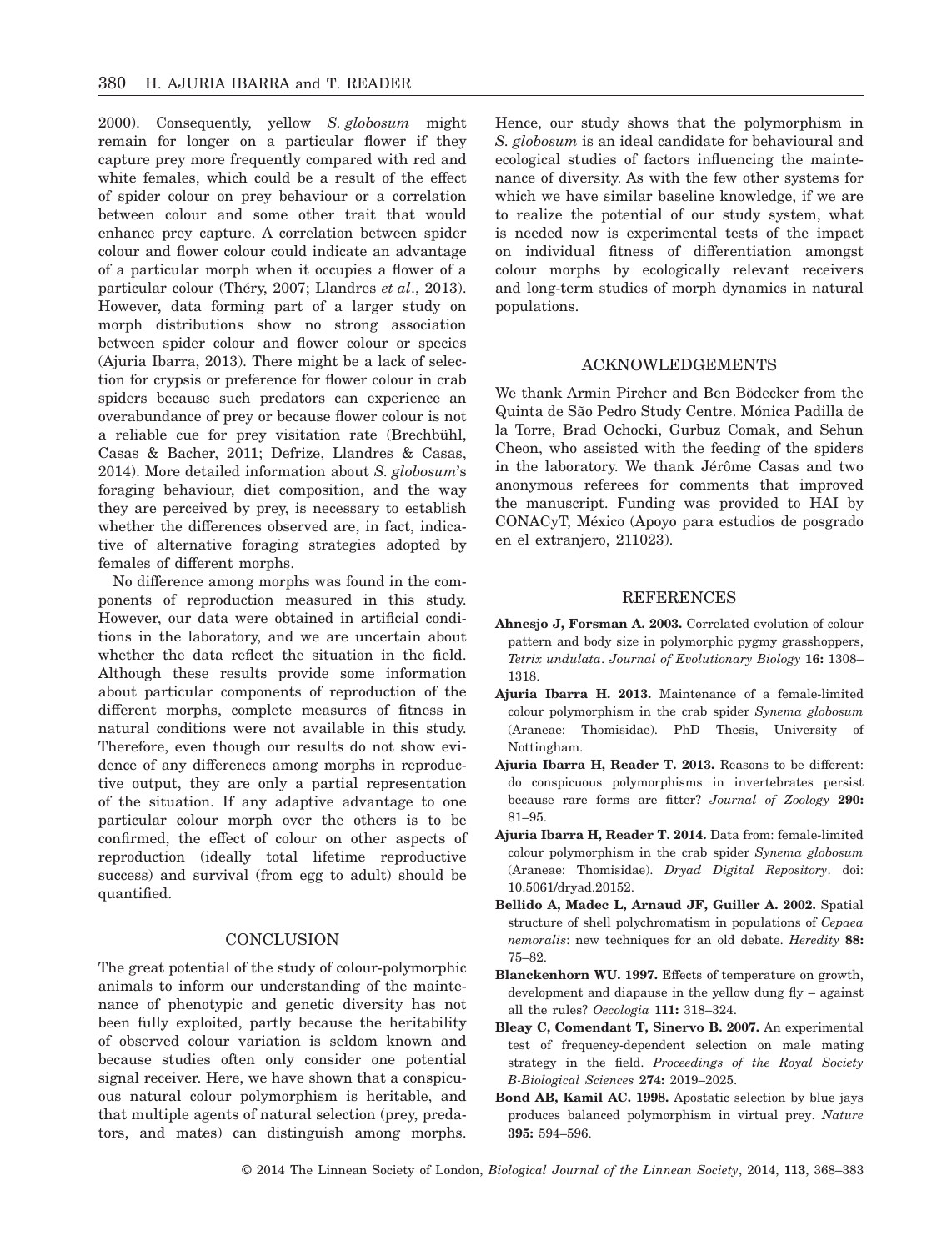2000). Consequently, yellow *S. globosum* might remain for longer on a particular flower if they capture prey more frequently compared with red and white females, which could be a result of the effect of spider colour on prey behaviour or a correlation between colour and some other trait that would enhance prey capture. A correlation between spider colour and flower colour could indicate an advantage of a particular morph when it occupies a flower of a particular colour (Théry, 2007; Llandres *et al*., 2013). However, data forming part of a larger study on morph distributions show no strong association between spider colour and flower colour or species (Ajuria Ibarra, 2013). There might be a lack of selection for crypsis or preference for flower colour in crab spiders because such predators can experience an overabundance of prey or because flower colour is not a reliable cue for prey visitation rate (Brechbühl, Casas & Bacher, 2011; Defrize, Llandres & Casas, 2014). More detailed information about *S. globosum*'s foraging behaviour, diet composition, and the way they are perceived by prey, is necessary to establish whether the differences observed are, in fact, indicative of alternative foraging strategies adopted by females of different morphs.

No difference among morphs was found in the components of reproduction measured in this study. However, our data were obtained in artificial conditions in the laboratory, and we are uncertain about whether the data reflect the situation in the field. Although these results provide some information about particular components of reproduction of the different morphs, complete measures of fitness in natural conditions were not available in this study. Therefore, even though our results do not show evidence of any differences among morphs in reproductive output, they are only a partial representation of the situation. If any adaptive advantage to one particular colour morph over the others is to be confirmed, the effect of colour on other aspects of reproduction (ideally total lifetime reproductive success) and survival (from egg to adult) should be quantified.

## CONCLUSION

The great potential of the study of colour-polymorphic animals to inform our understanding of the maintenance of phenotypic and genetic diversity has not been fully exploited, partly because the heritability of observed colour variation is seldom known and because studies often only consider one potential signal receiver. Here, we have shown that a conspicuous natural colour polymorphism is heritable, and that multiple agents of natural selection (prey, predators, and mates) can distinguish among morphs. Hence, our study shows that the polymorphism in *S. globosum* is an ideal candidate for behavioural and ecological studies of factors influencing the maintenance of diversity. As with the few other systems for which we have similar baseline knowledge, if we are to realize the potential of our study system, what is needed now is experimental tests of the impact on individual fitness of differentiation amongst colour morphs by ecologically relevant receivers and long-term studies of morph dynamics in natural populations.

## ACKNOWLEDGEMENTS

We thank Armin Pircher and Ben Bödecker from the Quinta de São Pedro Study Centre. Mónica Padilla de la Torre, Brad Ochocki, Gurbuz Comak, and Sehun Cheon, who assisted with the feeding of the spiders in the laboratory. We thank Jérôme Casas and two anonymous referees for comments that improved the manuscript. Funding was provided to HAI by CONACyT, México (Apoyo para estudios de posgrado en el extranjero, 211023).

## REFERENCES

**Ahnesjo J, Forsman A. 2003.** Correlated evolution of colour pattern and body size in polymorphic pygmy grasshoppers, *Tetrix undulata*. *Journal of Evolutionary Biology* **16:** 1308–1318.

**Ajuria Ibarra H. 2013.** Maintenance of a female-limited colour polymorphism in the crab spider *Synema globosum* (Araneae: Thomisidae). PhD Thesis, University of Nottingham.

**Ajuria Ibarra H, Reader T. 2013.** Reasons to be different: do conspicuous polymorphisms in invertebrates persist because rare forms are fitter? *Journal of Zoology* **290:** 81–95.

**Ajuria Ibarra H, Reader T. 2014.** Data from: female-limited colour polymorphism in the crab spider *Synema globosum* (Araneae: Thomisidae). *Dryad Digital Repository*. doi: 10.5061/dryad.20152.

**Bellido A, Madec L, Arnaud JF, Guiller A. 2002.** Spatial structure of shell polychromatism in populations of *Cepaea nemoralis*: new techniques for an old debate. *Heredity* **88:** 75–82.

**Blanckenhorn WU. 1997.** Effects of temperature on growth, development and diapause in the yellow dung fly – against all the rules? *Oecologia* **111:** 318–324.

**Bleay C, Comendant T, Sinervo B. 2007.** An experimental test of frequency-dependent selection on male mating strategy in the field. *Proceedings of the Royal Society B-Biological Sciences* **274:** 2019–2025.

**Bond AB, Kamil AC. 1998.** Apostatic selection by blue jays produces balanced polymorphism in virtual prey. *Nature* **395:** 594–596.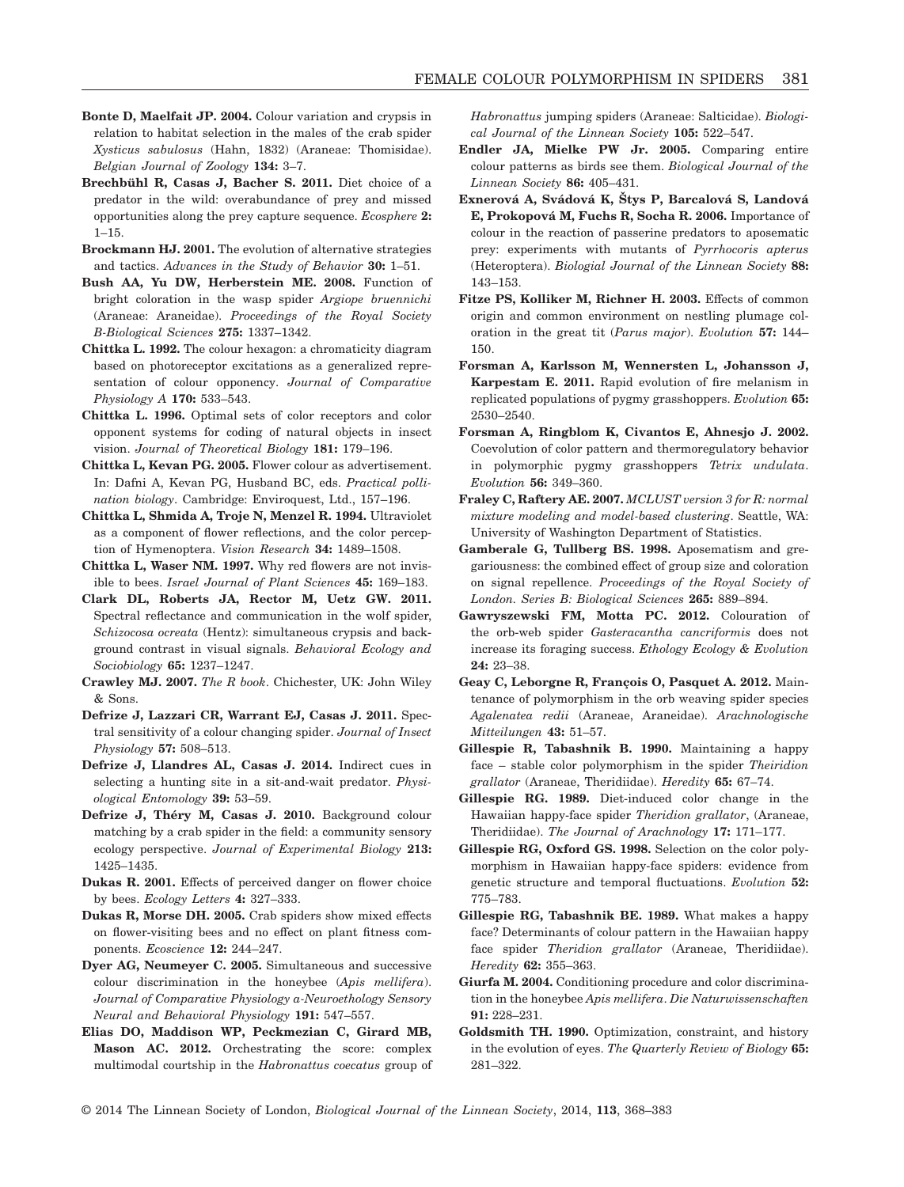**Bonte D, Maelfait JP. 2004.** Colour variation and crypsis in relation to habitat selection in the males of the crab spider *Xysticus sabulosus* (Hahn, 1832) (Araneae: Thomisidae). *Belgian Journal of Zoology* **134:** 3–7.

**Brechbühl R, Casas J, Bacher S. 2011.** Diet choice of a predator in the wild: overabundance of prey and missed opportunities along the prey capture sequence. *Ecosphere* **2:** 1–15.

**Brockmann HJ. 2001.** The evolution of alternative strategies and tactics. *Advances in the Study of Behavior* **30:** 1–51.

**Bush AA, Yu DW, Herberstein ME. 2008.** Function of bright coloration in the wasp spider *Argiope bruennichi* (Araneae: Araneidae). *Proceedings of the Royal Society B-Biological Sciences* **275:** 1337–1342.

**Chittka L. 1992.** The colour hexagon: a chromaticity diagram based on photoreceptor excitations as a generalized representation of colour opponency. *Journal of Comparative Physiology A* **170:** 533–543.

**Chittka L. 1996.** Optimal sets of color receptors and color opponent systems for coding of natural objects in insect vision. *Journal of Theoretical Biology* **181:** 179–196.

**Chittka L, Kevan PG. 2005.** Flower colour as advertisement. In: Dafni A, Kevan PG, Husband BC, eds. *Practical pollination biology*. Cambridge: Enviroquest, Ltd., 157–196.

**Chittka L, Shmida A, Troje N, Menzel R. 1994.** Ultraviolet as a component of flower reflections, and the color perception of Hymenoptera. *Vision Research* **34:** 1489–1508.

**Chittka L, Waser NM. 1997.** Why red flowers are not invisible to bees. *Israel Journal of Plant Sciences* **45:** 169–183.

**Clark DL, Roberts JA, Rector M, Uetz GW. 2011.** Spectral reflectance and communication in the wolf spider, *Schizocosa ocreata* (Hentz): simultaneous crypsis and background contrast in visual signals. *Behavioral Ecology and Sociobiology* **65:** 1237–1247.

**Crawley MJ. 2007.** *The R book*. Chichester, UK: John Wiley & Sons.

**Defrize J, Lazzari CR, Warrant EJ, Casas J. 2011.** Spectral sensitivity of a colour changing spider. *Journal of Insect Physiology* **57:** 508–513.

**Defrize J, Llandres AL, Casas J. 2014.** Indirect cues in selecting a hunting site in a sit-and-wait predator. *Physiological Entomology* **39:** 53–59.

**Defrize J, Théry M, Casas J. 2010.** Background colour matching by a crab spider in the field: a community sensory ecology perspective. *Journal of Experimental Biology* **213:** 1425–1435.

**Dukas R. 2001.** Effects of perceived danger on flower choice by bees. *Ecology Letters* **4:** 327–333.

**Dukas R, Morse DH. 2005.** Crab spiders show mixed effects on flower-visiting bees and no effect on plant fitness components. *Ecoscience* **12:** 244–247.

**Dyer AG, Neumeyer C. 2005.** Simultaneous and successive colour discrimination in the honeybee (*Apis mellifera*). *Journal of Comparative Physiology a-Neuroethology Sensory Neural and Behavioral Physiology* **191:** 547–557.

**Elias DO, Maddison WP, Peckmezian C, Girard MB, Mason AC. 2012.** Orchestrating the score: complex multimodal courtship in the *Habronattus coecatus* group of *Habronattus* jumping spiders (Araneae: Salticidae). *Biological Journal of the Linnean Society* **105:** 522–547.

**Endler JA, Mielke PW Jr. 2005.** Comparing entire colour patterns as birds see them. *Biological Journal of the Linnean Society* **86:** 405–431.

**Exnerová A, Svádová K, Štys P, Barcalová S, Landová E, Prokopová M, Fuchs R, Socha R. 2006.** Importance of colour in the reaction of passerine predators to aposematic prey: experiments with mutants of *Pyrrhocoris apterus* (Heteroptera). *Biologial Journal of the Linnean Society* **88:** 143–153.

**Fitze PS, Kolliker M, Richner H. 2003.** Effects of common origin and common environment on nestling plumage coloration in the great tit (*Parus major*). *Evolution* **57:** 144–150.

**Forsman A, Karlsson M, Wennersten L, Johansson J, Karpestam E. 2011.** Rapid evolution of fire melanism in replicated populations of pygmy grasshoppers. *Evolution* **65:** 2530–2540.

**Forsman A, Ringblom K, Civantos E, Ahnesjo J. 2002.** Coevolution of color pattern and thermoregulatory behavior in polymorphic pygmy grasshoppers *Tetrix undulata*. *Evolution* **56:** 349–360.

**Fraley C, Raftery AE. 2007.** *MCLUST version 3 for R: normal mixture modeling and model-based clustering*. Seattle, WA: University of Washington Department of Statistics.

**Gamberale G, Tullberg BS. 1998.** Aposematism and gregariousness: the combined effect of group size and coloration on signal repellence. *Proceedings of the Royal Society of London. Series B: Biological Sciences* **265:** 889–894.

**Gawryszewski FM, Motta PC. 2012.** Colouration of the orb-web spider *Gasteracantha cancriformis* does not increase its foraging success. *Ethology Ecology & Evolution* **24:** 23–38.

**Geay C, Leborgne R, François O, Pasquet A. 2012.** Maintenance of polymorphism in the orb weaving spider species *Agalenatea redii* (Araneae, Araneidae). *Arachnologische Mitteilungen* **43:** 51–57.

**Gillespie R, Tabashnik B. 1990.** Maintaining a happy face – stable color polymorphism in the spider *Theiridion grallator* (Araneae, Theridiidae). *Heredity* **65:** 67–74.

**Gillespie RG. 1989.** Diet-induced color change in the Hawaiian happy-face spider *Theridion grallator*, (Araneae, Theridiidae). *The Journal of Arachnology* **17:** 171–177.

**Gillespie RG, Oxford GS. 1998.** Selection on the color polymorphism in Hawaiian happy-face spiders: evidence from genetic structure and temporal fluctuations. *Evolution* **52:** 775–783.

**Gillespie RG, Tabashnik BE. 1989.** What makes a happy face? Determinants of colour pattern in the Hawaiian happy face spider *Theridion grallator* (Araneae, Theridiidae). *Heredity* **62:** 355–363.

**Giurfa M. 2004.** Conditioning procedure and color discrimination in the honeybee *Apis mellifera*. *Die Naturwissenschaften* **91:** 228–231.

**Goldsmith TH. 1990.** Optimization, constraint, and history in the evolution of eyes. *The Quarterly Review of Biology* **65:** 281–322.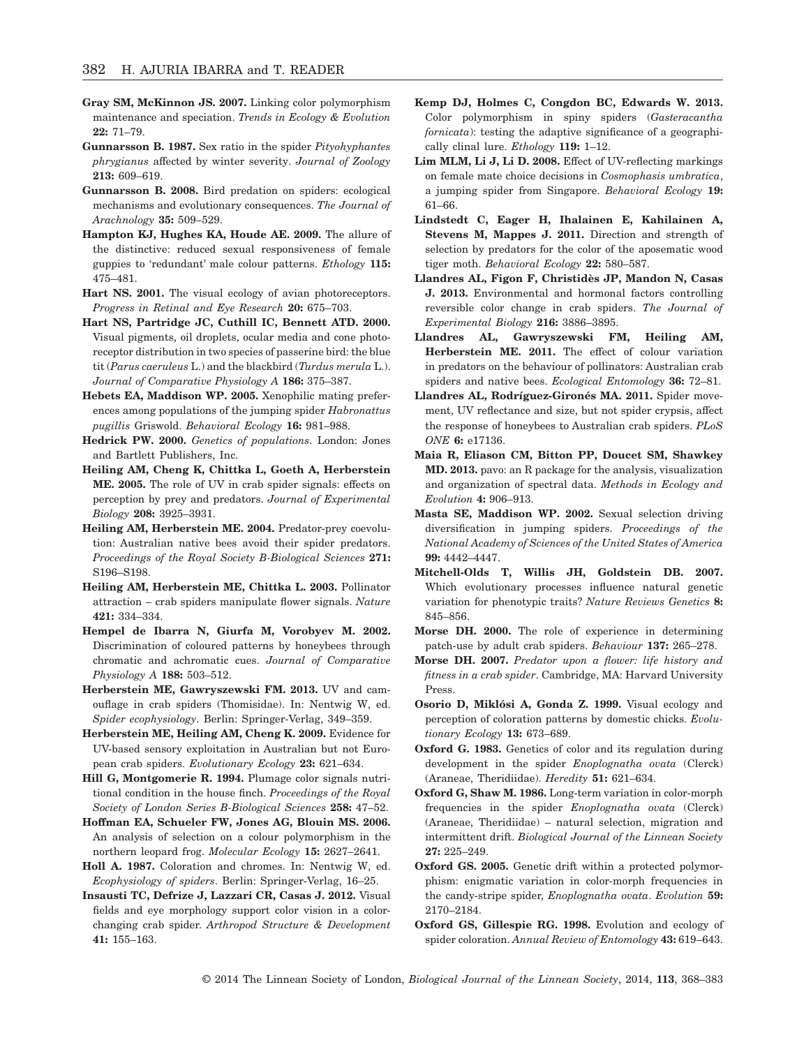**Gray SM, McKinnon JS. 2007.** Linking color polymorphism maintenance and speciation. *Trends in Ecology & Evolution* **22:** 71–79.

**Gunnarsson B. 1987.** Sex ratio in the spider *Pityohyphantes phrygianus* affected by winter severity. *Journal of Zoology* **213:** 609–619.

**Gunnarsson B. 2008.** Bird predation on spiders: ecological mechanisms and evolutionary consequences. *The Journal of Arachnology* **35:** 509–529.

**Hampton KJ, Hughes KA, Houde AE. 2009.** The allure of the distinctive: reduced sexual responsiveness of female guppies to 'redundant' male colour patterns. *Ethology* **115:** 475–481.

**Hart NS. 2001.** The visual ecology of avian photoreceptors. *Progress in Retinal and Eye Research* **20:** 675–703.

**Hart NS, Partridge JC, Cuthill IC, Bennett ATD. 2000.** Visual pigments, oil droplets, ocular media and cone photoreceptor distribution in two species of passerine bird: the blue tit (*Parus caeruleus* L.) and the blackbird (*Turdus merula* L.). *Journal of Comparative Physiology A* **186:** 375–387.

**Hebets EA, Maddison WP. 2005.** Xenophilic mating preferences among populations of the jumping spider *Habronattus pugillis* Griswold. *Behavioral Ecology* **16:** 981–988.

**Hedrick PW. 2000.** *Genetics of populations*. London: Jones and Bartlett Publishers, Inc.

**Heiling AM, Cheng K, Chittka L, Goeth A, Herberstein ME. 2005.** The role of UV in crab spider signals: effects on perception by prey and predators. *Journal of Experimental Biology* **208:** 3925–3931.

**Heiling AM, Herberstein ME. 2004.** Predator-prey coevolution: Australian native bees avoid their spider predators. *Proceedings of the Royal Society B-Biological Sciences* **271:** S196–S198.

**Heiling AM, Herberstein ME, Chittka L. 2003.** Pollinator attraction – crab spiders manipulate flower signals. *Nature* **421:** 334–334.

**Hempel de Ibarra N, Giurfa M, Vorobyev M. 2002.** Discrimination of coloured patterns by honeybees through chromatic and achromatic cues. *Journal of Comparative Physiology A* **188:** 503–512.

**Herberstein ME, Gawryszewski FM. 2013.** UV and camouflage in crab spiders (Thomisidae). In: Nentwig W, ed. *Spider ecophysiology*. Berlin: Springer-Verlag, 349–359.

**Herberstein ME, Heiling AM, Cheng K. 2009.** Evidence for UV-based sensory exploitation in Australian but not European crab spiders. *Evolutionary Ecology* **23:** 621–634.

**Hill G, Montgomerie R. 1994.** Plumage color signals nutritional condition in the house finch. *Proceedings of the Royal Society of London Series B-Biological Sciences* **258:** 47–52.

**Hoffman EA, Schueler FW, Jones AG, Blouin MS. 2006.** An analysis of selection on a colour polymorphism in the northern leopard frog. *Molecular Ecology* **15:** 2627–2641.

**Holl A. 1987.** Coloration and chromes. In: Nentwig W, ed. *Ecophysiology of spiders*. Berlin: Springer-Verlag, 16–25.

**Insausti TC, Defrize J, Lazzari CR, Casas J. 2012.** Visual fields and eye morphology support color vision in a color-changing crab spider. *Arthropod Structure & Development* **41:** 155–163.

**Kemp DJ, Holmes C, Congdon BC, Edwards W. 2013.** Color polymorphism in spiny spiders (*Gasteracantha fornicata*): testing the adaptive significance of a geographically clinal lure. *Ethology* **119:** 1–12.

**Lim MLM, Li J, Li D. 2008.** Effect of UV-reflecting markings on female mate choice decisions in *Cosmophasis umbratica*, a jumping spider from Singapore. *Behavioral Ecology* **19:** 61–66.

**Lindstedt C, Eager H, Ihalainen E, Kahilainen A, Stevens M, Mappes J. 2011.** Direction and strength of selection by predators for the color of the aposematic wood tiger moth. *Behavioral Ecology* **22:** 580–587.

**Llandres AL, Figon F, Christidès JP, Mandon N, Casas J. 2013.** Environmental and hormonal factors controlling reversible color change in crab spiders. *The Journal of Experimental Biology* **216:** 3886–3895.

**Llandres AL, Gawryszewski FM, Heiling AM, Herberstein ME. 2011.** The effect of colour variation in predators on the behaviour of pollinators: Australian crab spiders and native bees. *Ecological Entomology* **36:** 72–81.

**Llandres AL, Rodríguez-Gironés MA. 2011.** Spider movement, UV reflectance and size, but not spider crypsis, affect the response of honeybees to Australian crab spiders. *PLoS ONE* **6:** e17136.

**Maia R, Eliason CM, Bitton PP, Doucet SM, Shawkey MD. 2013.** pavo: an R package for the analysis, visualization and organization of spectral data. *Methods in Ecology and Evolution* **4:** 906–913.

**Masta SE, Maddison WP. 2002.** Sexual selection driving diversification in jumping spiders. *Proceedings of the National Academy of Sciences of the United States of America* **99:** 4442–4447.

**Mitchell-Olds T, Willis JH, Goldstein DB. 2007.** Which evolutionary processes influence natural genetic variation for phenotypic traits? *Nature Reviews Genetics* **8:** 845–856.

**Morse DH. 2000.** The role of experience in determining patch-use by adult crab spiders. *Behaviour* **137:** 265–278.

**Morse DH. 2007.** *Predator upon a flower: life history and fitness in a crab spider*. Cambridge, MA: Harvard University Press.

**Osorio D, Miklósi A, Gonda Z. 1999.** Visual ecology and perception of coloration patterns by domestic chicks. *Evolutionary Ecology* **13:** 673–689.

**Oxford G. 1983.** Genetics of color and its regulation during development in the spider *Enoplognatha ovata* (Clerck) (Araneae, Theridiidae). *Heredity* **51:** 621–634.

**Oxford G, Shaw M. 1986.** Long-term variation in color-morph frequencies in the spider *Enoplognatha ovata* (Clerck) (Araneae, Theridiidae) – natural selection, migration and intermittent drift. *Biological Journal of the Linnean Society* **27:** 225–249.

**Oxford GS. 2005.** Genetic drift within a protected polymorphism: enigmatic variation in color-morph frequencies in the candy-stripe spider, *Enoplognatha ovata*. *Evolution* **59:** 2170–2184.

**Oxford GS, Gillespie RG. 1998.** Evolution and ecology of spider coloration. *Annual Review of Entomology* **43:** 619–643.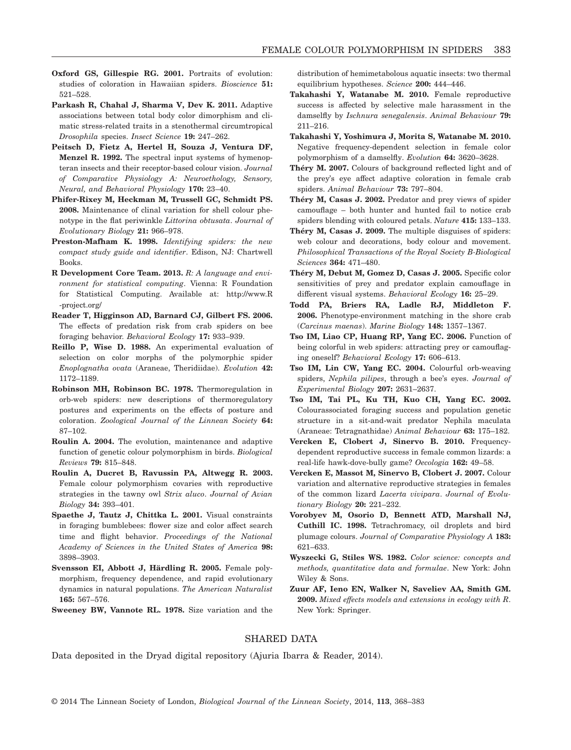**Oxford GS, Gillespie RG. 2001.** Portraits of evolution: studies of coloration in Hawaiian spiders. *Bioscience* **51:** 521–528.

**Parkash R, Chahal J, Sharma V, Dev K. 2011.** Adaptive associations between total body color dimorphism and climatic stress-related traits in a stenothermal circumtropical *Drosophila* species. *Insect Science* **19:** 247–262.

**Peitsch D, Fietz A, Hertel H, Souza J, Ventura DF, Menzel R. 1992.** The spectral input systems of hymenopteran insects and their receptor-based colour vision. *Journal of Comparative Physiology A: Neuroethology, Sensory, Neural, and Behavioral Physiology* **170:** 23–40.

**Phifer-Rixey M, Heckman M, Trussell GC, Schmidt PS. 2008.** Maintenance of clinal variation for shell colour phenotype in the flat periwinkle *Littorina obtusata*. *Journal of Evolutionary Biology* **21:** 966–978.

**Preston-Mafham K. 1998.** *Identifying spiders: the new compact study guide and identifier*. Edison, NJ: Chartwell Books.

**R Development Core Team. 2013.** *R: A language and environment for statistical computing*. Vienna: R Foundation for Statistical Computing. Available at: http://www.R-project.org/

**Reader T, Higginson AD, Barnard CJ, Gilbert FS. 2006.** The effects of predation risk from crab spiders on bee foraging behavior. *Behavioral Ecology* **17:** 933–939.

**Reillo P, Wise D. 1988.** An experimental evaluation of selection on color morphs of the polymorphic spider *Enoplognatha ovata* (Araneae, Theridiidae). *Evolution* **42:** 1172–1189.

**Robinson MH, Robinson BC. 1978.** Thermoregulation in orb-web spiders: new descriptions of thermoregulatory postures and experiments on the effects of posture and coloration. *Zoological Journal of the Linnean Society* **64:** 87–102.

**Roulin A. 2004.** The evolution, maintenance and adaptive function of genetic colour polymorphism in birds. *Biological Reviews* **79:** 815–848.

**Roulin A, Ducret B, Ravussin PA, Altwegg R. 2003.** Female colour polymorphism covaries with reproductive strategies in the tawny owl *Strix aluco*. *Journal of Avian Biology* **34:** 393–401.

**Spaethe J, Tautz J, Chittka L. 2001.** Visual constraints in foraging bumblebees: flower size and color affect search time and flight behavior. *Proceedings of the National Academy of Sciences in the United States of America* **98:** 3898–3903.

**Svensson EI, Abbott J, Härdling R. 2005.** Female polymorphism, frequency dependence, and rapid evolutionary dynamics in natural populations. *The American Naturalist* **165:** 567–576.

**Sweeney BW, Vannote RL. 1978.** Size variation and the distribution of hemimetabolous aquatic insects: two thermal equilibrium hypotheses. *Science* **200:** 444–446.

**Takahashi Y, Watanabe M. 2010.** Female reproductive success is affected by selective male harassment in the damselfly by *Ischnura senegalensis*. *Animal Behaviour* **79:** 211–216.

**Takahashi Y, Yoshimura J, Morita S, Watanabe M. 2010.** Negative frequency-dependent selection in female color polymorphism of a damselfly. *Evolution* **64:** 3620–3628.

**Théry M. 2007.** Colours of background reflected light and of the prey's eye affect adaptive coloration in female crab spiders. *Animal Behaviour* **73:** 797–804.

**Théry M, Casas J. 2002.** Predator and prey views of spider camouflage – both hunter and hunted fail to notice crab spiders blending with coloured petals. *Nature* **415:** 133–133.

**Théry M, Casas J. 2009.** The multiple disguises of spiders: web colour and decorations, body colour and movement. *Philosophical Transactions of the Royal Society B-Biological Sciences* **364:** 471–480.

**Théry M, Debut M, Gomez D, Casas J. 2005.** Specific color sensitivities of prey and predator explain camouflage in different visual systems. *Behavioral Ecology* **16:** 25–29.

**Todd PA, Briers RA, Ladle RJ, Middleton F. 2006.** Phenotype-environment matching in the shore crab (*Carcinus maenas*). *Marine Biology* **148:** 1357–1367.

**Tso IM, Liao CP, Huang RP, Yang EC. 2006.** Function of being colorful in web spiders: attracting prey or camouflaging oneself? *Behavioral Ecology* **17:** 606–613.

**Tso IM, Lin CW, Yang EC. 2004.** Colourful orb-weaving spiders, *Nephila pilipes*, through a bee's eyes. *Journal of Experimental Biology* **207:** 2631–2637.

**Tso IM, Tai PL, Ku TH, Kuo CH, Yang EC. 2002.** Colourassociated foraging success and population genetic structure in a sit-and-wait predator Nephila maculata (Araneae: Tetragnathidae) *Animal Behaviour* **63:** 175–182.

**Vercken E, Clobert J, Sinervo B. 2010.** Frequency-dependent reproductive success in female common lizards: a real-life hawk-dove-bully game? *Oecologia* **162:** 49–58.

**Vercken E, Massot M, Sinervo B, Clobert J. 2007.** Colour variation and alternative reproductive strategies in females of the common lizard *Lacerta vivipara*. *Journal of Evolutionary Biology* **20:** 221–232.

**Vorobyev M, Osorio D, Bennett ATD, Marshall NJ, Cuthill IC. 1998.** Tetrachromacy, oil droplets and bird plumage colours. *Journal of Comparative Physiology A* **183:** 621–633.

**Wyszecki G, Stiles WS. 1982.** *Color science: concepts and methods, quantitative data and formulae*. New York: John Wiley & Sons.

**Zuur AF, Ieno EN, Walker N, Saveliev AA, Smith GM. 2009.** *Mixed effects models and extensions in ecology with R*. New York: Springer.

## SHARED DATA

Data deposited in the Dryad digital repository (Ajuria Ibarra & Reader, 2014).